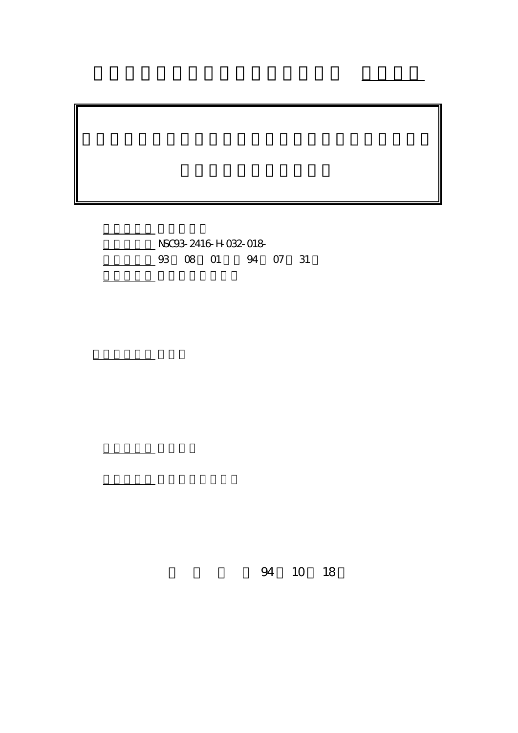NSC93-2416-H-032-018-

93 08 01 94 07 31

94 10 18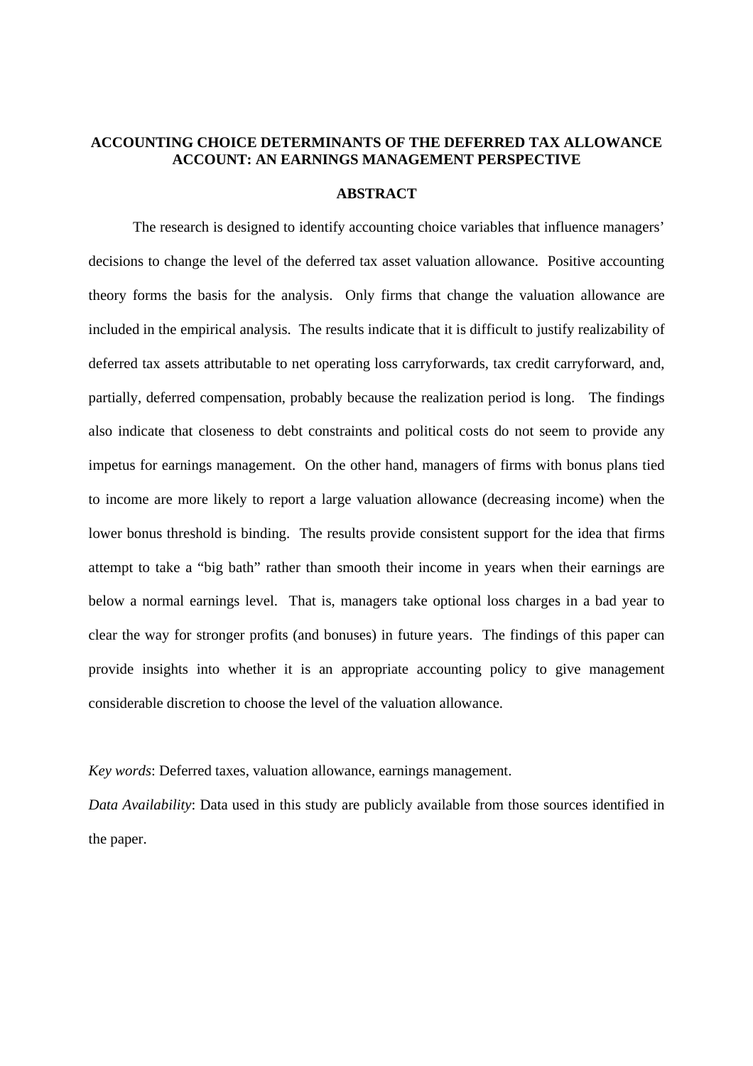# ACCOUNTING CHOICE DETERMINANTS OF THE DEFERRED TAX ALLOWANCE ACCOUNT: AN EARNINGS MANAGEMENT PERSPECTIVE

## ABSTRACT

The research is designed to identify accounting choice variables that influence managers' decisions to change the level of the deferred tax asset valuation allowance. Positive accounting theory forms the basis for the analysis. Only firms that change the valuation allowance are included in the empirical analysis. The results indicate that it is difficult to justify realizability of deferred tax assets attributable to net operating loss carryforwards, tax credit carryforward, and, partially, deferred compensation, probably because the realization period is long. The findings also indicate that closeness to debt constraints and political costs do not seem to provide any impetus for earnings management. On the other hand, managers of firms with bonus plans tied to income are more likely to report a large valuation allowance (decreasing income) when the lower bonus threshold is binding. The results provide consistent support for the idea that firms attempt to take a "big bath" rather than smooth their income in years when their earnings are below a normal earnings level. That is, managers take optional loss charges in a bad year to clear the way for stronger profits (and bonuses) in future years. The findings of this paper can provide insights into whether it is an appropriate accounting policy to give management considerable discretion to choose the level of the valuation allowance.

*Key words*: Deferred taxes, valuation allowance, earnings management.

*Data Availability*: Data used in this study are publicly available from those sources identified in the paper.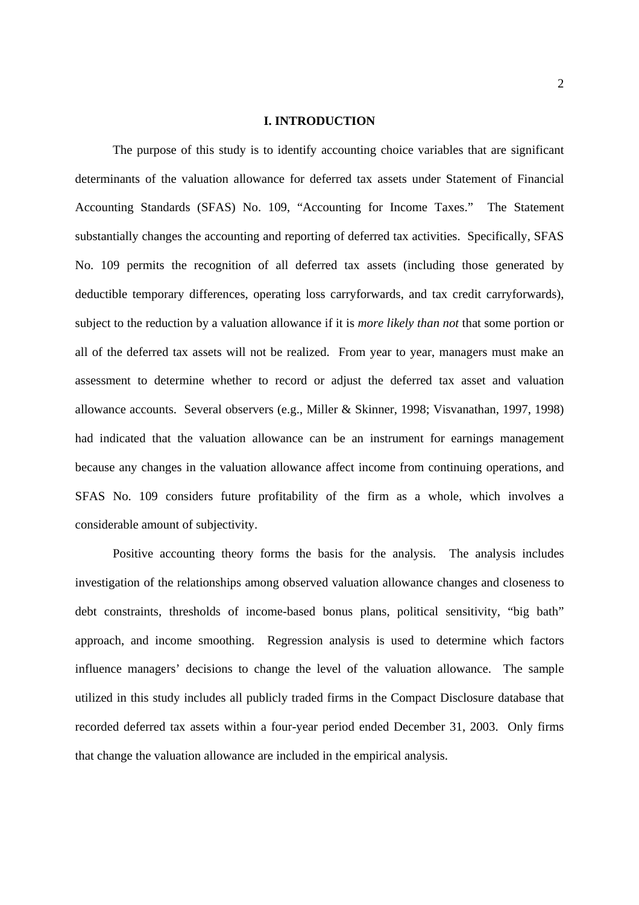## I. INTRODUCTION

The purpose of this study is to identify accounting choice variables that are significant determinants of the valuation allowance for deferred tax assets under Statement of Financial Accounting Standards (SFAS) No. 109, "Accounting for Income Taxes." The Statement substantially changes the accounting and reporting of deferred tax activities. Specifically, SFAS No. 109 permits the recognition of all deferred tax assets (including those generated by deductible temporary differences, operating loss carryforwards, and tax credit carryforwards), subject to the reduction by a valuation allowance if it is *more likely than not* that some portion or all of the deferred tax assets will not be realized. From year to year, managers must make an assessment to determine whether to record or adjust the deferred tax asset and valuation allowance accounts. Several observers (e.g., Miller & Skinner, 1998; Visvanathan, 1997, 1998) had indicated that the valuation allowance can be an instrument for earnings management because any changes in the valuation allowance affect income from continuing operations, and SFAS No. 109 considers future profitability of the firm as a whole, which involves a considerable amount of subjectivity.

Positive accounting theory forms the basis for the analysis. The analysis includes investigation of the relationships among observed valuation allowance changes and closeness to debt constraints, thresholds of income-based bonus plans, political sensitivity, "big bath" approach, and income smoothing. Regression analysis is used to determine which factors influence managers' decisions to change the level of the valuation allowance. The sample utilized in this study includes all publicly traded firms in the Compact Disclosure database that recorded deferred tax assets within a four-year period ended December 31, 2003. Only firms that change the valuation allowance are included in the empirical analysis.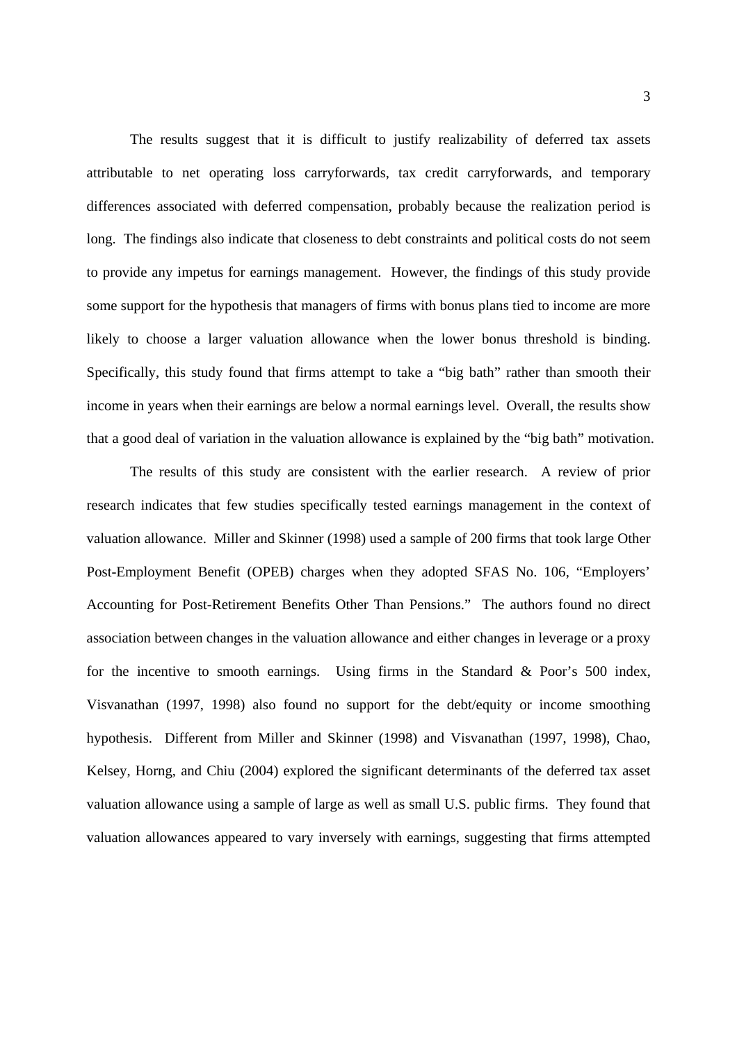The results suggest that it is difficult to justify realizability of deferred tax assets attributable to net operating loss carryforwards, tax credit carryforwards, and temporary differences associated with deferred compensation, probably because the realization period is long. The findings also indicate that closeness to debt constraints and political costs do not seem to provide any impetus for earnings management. However, the findings of this study provide some support for the hypothesis that managers of firms with bonus plans tied to income are more likely to choose a larger valuation allowance when the lower bonus threshold is binding. Specifically, this study found that firms attempt to take a "big bath" rather than smooth their income in years when their earnings are below a normal earnings level. Overall, the results show that a good deal of variation in the valuation allowance is explained by the "big bath" motivation.

The results of this study are consistent with the earlier research. A review of prior research indicates that few studies specifically tested earnings management in the context of valuation allowance. Miller and Skinner (1998) used a sample of 200 firms that took large Other Post-Employment Benefit (OPEB) charges when they adopted SFAS No. 106, "Employers' Accounting for Post-Retirement Benefits Other Than Pensions." The authors found no direct association between changes in the valuation allowance and either changes in leverage or a proxy for the incentive to smooth earnings. Using firms in the Standard & Poor's 500 index, Visvanathan (1997, 1998) also found no support for the debt/equity or income smoothing hypothesis. Different from Miller and Skinner (1998) and Visvanathan (1997, 1998), Chao, Kelsey, Horng, and Chiu (2004) explored the significant determinants of the deferred tax asset valuation allowance using a sample of large as well as small U.S. public firms. They found that valuation allowances appeared to vary inversely with earnings, suggesting that firms attempted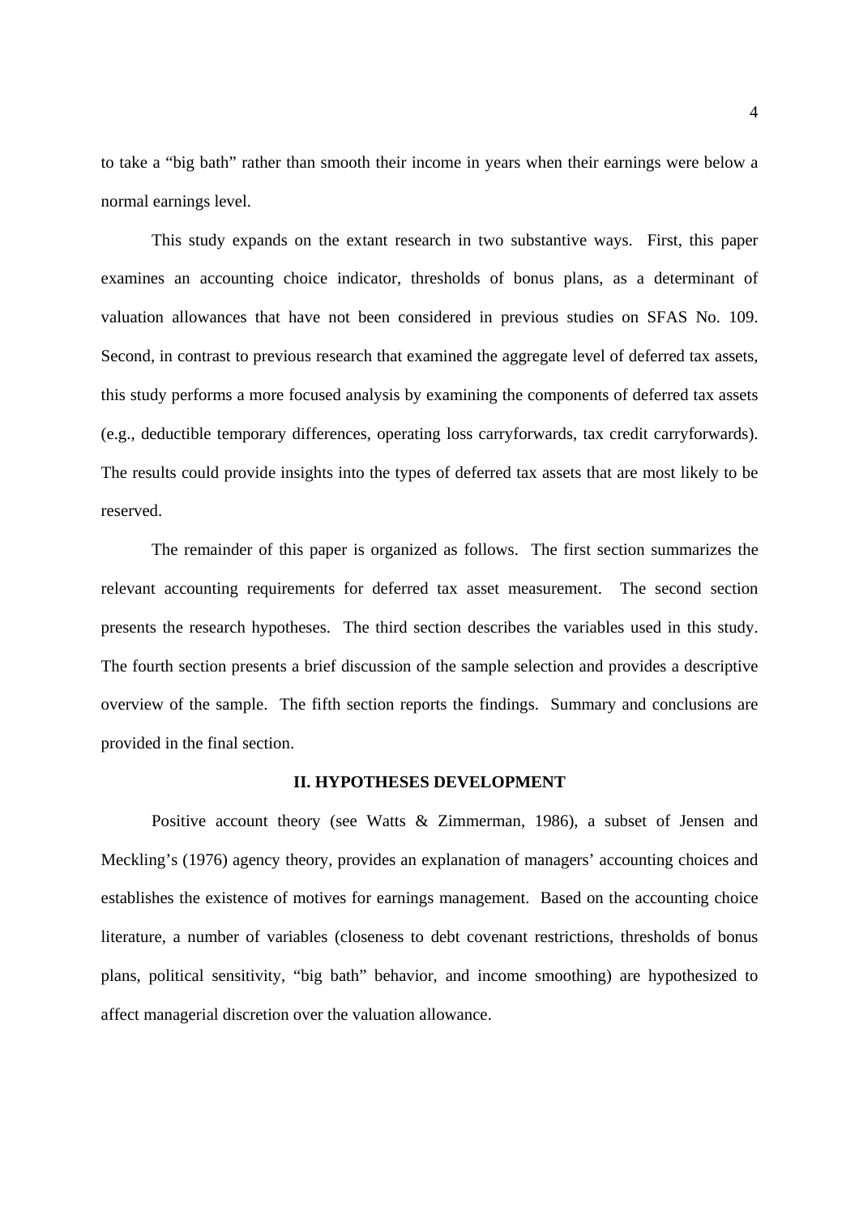to take a "big bath" rather than smooth their income in years when their earnings were below a normal earnings level.

This study expands on the extant research in two substantive ways. First, this paper examines an accounting choice indicator, thresholds of bonus plans, as a determinant of valuation allowances that have not been considered in previous studies on SFAS No. 109. Second, in contrast to previous research that examined the aggregate level of deferred tax assets, this study performs a more focused analysis by examining the components of deferred tax assets (e.g., deductible temporary differences, operating loss carryforwards, tax credit carryforwards). The results could provide insights into the types of deferred tax assets that are most likely to be reserved.

The remainder of this paper is organized as follows. The first section summarizes the relevant accounting requirements for deferred tax asset measurement. The second section presents the research hypotheses. The third section describes the variables used in this study. The fourth section presents a brief discussion of the sample selection and provides a descriptive overview of the sample. The fifth section reports the findings. Summary and conclusions are provided in the final section.

## II. HYPOTHESES DEVELOPMENT

Positive account theory (see Watts & Zimmerman, 1986), a subset of Jensen and Meckling's (1976) agency theory, provides an explanation of managers' accounting choices and establishes the existence of motives for earnings management. Based on the accounting choice literature, a number of variables (closeness to debt covenant restrictions, thresholds of bonus plans, political sensitivity, "big bath" behavior, and income smoothing) are hypothesized to affect managerial discretion over the valuation allowance.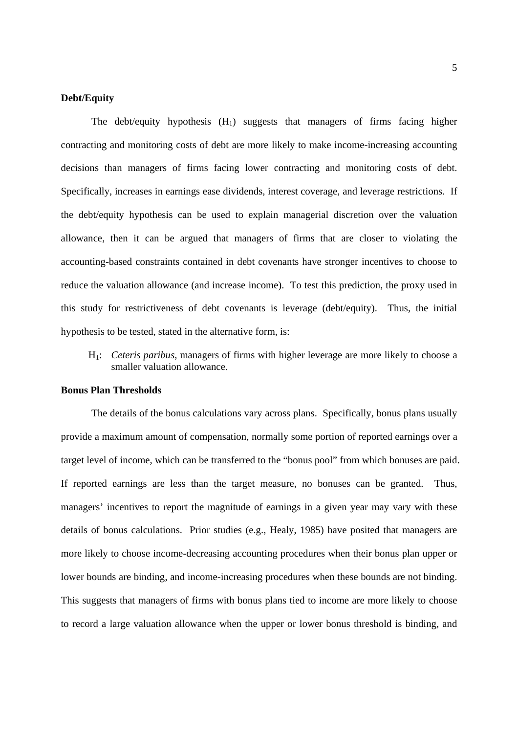**Debt/Equity**

The debt/equity hypothesis ($H_1$) suggests that managers of firms facing higher contracting and monitoring costs of debt are more likely to make income-increasing accounting decisions than managers of firms facing lower contracting and monitoring costs of debt. Specifically, increases in earnings ease dividends, interest coverage, and leverage restrictions. If the debt/equity hypothesis can be used to explain managerial discretion over the valuation allowance, then it can be argued that managers of firms that are closer to violating the accounting-based constraints contained in debt covenants have stronger incentives to choose to reduce the valuation allowance (and increase income). To test this prediction, the proxy used in this study for restrictiveness of debt covenants is leverage (debt/equity). Thus, the initial hypothesis to be tested, stated in the alternative form, is:

> $H_1$: *Ceteris paribus*, managers of firms with higher leverage are more likely to choose a smaller valuation allowance.

**Bonus Plan Thresholds**

The details of the bonus calculations vary across plans. Specifically, bonus plans usually provide a maximum amount of compensation, normally some portion of reported earnings over a target level of income, which can be transferred to the "bonus pool" from which bonuses are paid. If reported earnings are less than the target measure, no bonuses can be granted. Thus, managers' incentives to report the magnitude of earnings in a given year may vary with these details of bonus calculations. Prior studies (e.g., Healy, 1985) have posited that managers are more likely to choose income-decreasing accounting procedures when their bonus plan upper or lower bounds are binding, and income-increasing procedures when these bounds are not binding. This suggests that managers of firms with bonus plans tied to income are more likely to choose to record a large valuation allowance when the upper or lower bonus threshold is binding, and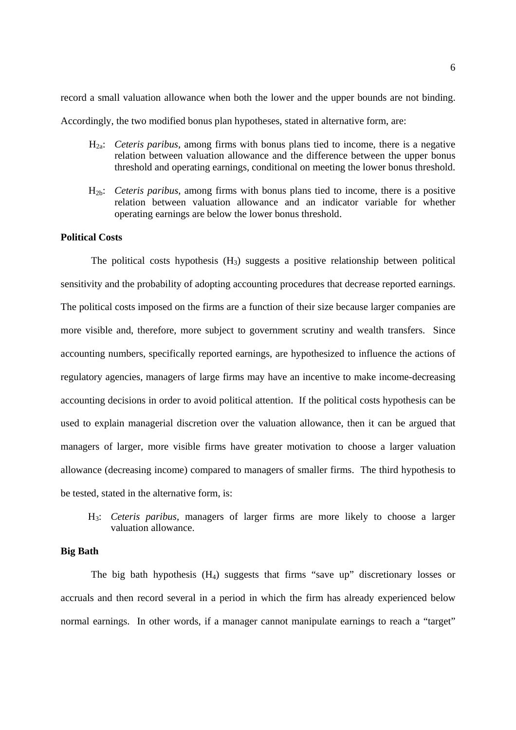record a small valuation allowance when both the lower and the upper bounds are not binding. Accordingly, the two modified bonus plan hypotheses, stated in alternative form, are:

> $H_{2a}$: *Ceteris paribus*, among firms with bonus plans tied to income, there is a negative relation between valuation allowance and the difference between the upper bonus threshold and operating earnings, conditional on meeting the lower bonus threshold.

> $H_{2b}$: *Ceteris paribus*, among firms with bonus plans tied to income, there is a positive relation between valuation allowance and an indicator variable for whether operating earnings are below the lower bonus threshold.

**Political Costs**

The political costs hypothesis ($H_3$) suggests a positive relationship between political sensitivity and the probability of adopting accounting procedures that decrease reported earnings. The political costs imposed on the firms are a function of their size because larger companies are more visible and, therefore, more subject to government scrutiny and wealth transfers. Since accounting numbers, specifically reported earnings, are hypothesized to influence the actions of regulatory agencies, managers of large firms may have an incentive to make income-decreasing accounting decisions in order to avoid political attention. If the political costs hypothesis can be used to explain managerial discretion over the valuation allowance, then it can be argued that managers of larger, more visible firms have greater motivation to choose a larger valuation allowance (decreasing income) compared to managers of smaller firms. The third hypothesis to be tested, stated in the alternative form, is:

> $H_3$: *Ceteris paribus*, managers of larger firms are more likely to choose a larger valuation allowance.

**Big Bath**

The big bath hypothesis ($H_4$) suggests that firms "save up" discretionary losses or accruals and then record several in a period in which the firm has already experienced below normal earnings. In other words, if a manager cannot manipulate earnings to reach a "target"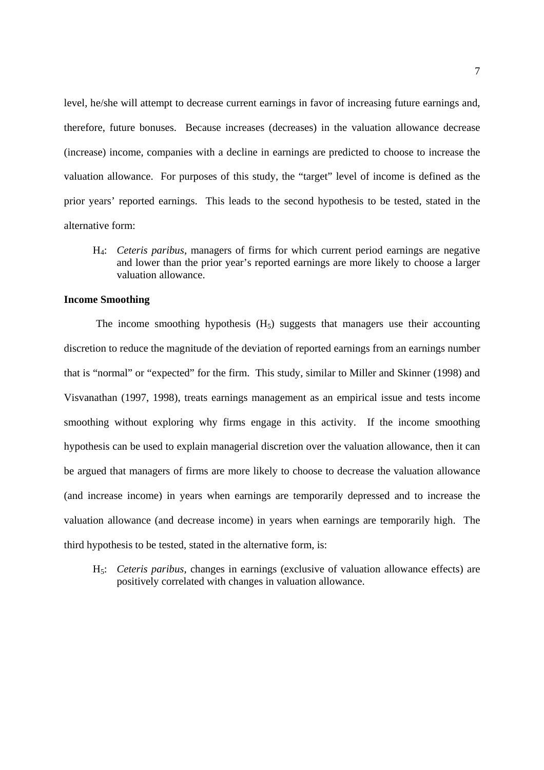level, he/she will attempt to decrease current earnings in favor of increasing future earnings and, therefore, future bonuses. Because increases (decreases) in the valuation allowance decrease (increase) income, companies with a decline in earnings are predicted to choose to increase the valuation allowance. For purposes of this study, the "target" level of income is defined as the prior years' reported earnings. This leads to the second hypothesis to be tested, stated in the alternative form:

> $H_4$: *Ceteris paribus*, managers of firms for which current period earnings are negative and lower than the prior year's reported earnings are more likely to choose a larger valuation allowance.

**Income Smoothing**

The income smoothing hypothesis ($H_5$) suggests that managers use their accounting discretion to reduce the magnitude of the deviation of reported earnings from an earnings number that is "normal" or "expected" for the firm. This study, similar to Miller and Skinner (1998) and Visvanathan (1997, 1998), treats earnings management as an empirical issue and tests income smoothing without exploring why firms engage in this activity. If the income smoothing hypothesis can be used to explain managerial discretion over the valuation allowance, then it can be argued that managers of firms are more likely to choose to decrease the valuation allowance (and increase income) in years when earnings are temporarily depressed and to increase the valuation allowance (and decrease income) in years when earnings are temporarily high. The third hypothesis to be tested, stated in the alternative form, is:

> $H_5$: *Ceteris paribus*, changes in earnings (exclusive of valuation allowance effects) are positively correlated with changes in valuation allowance.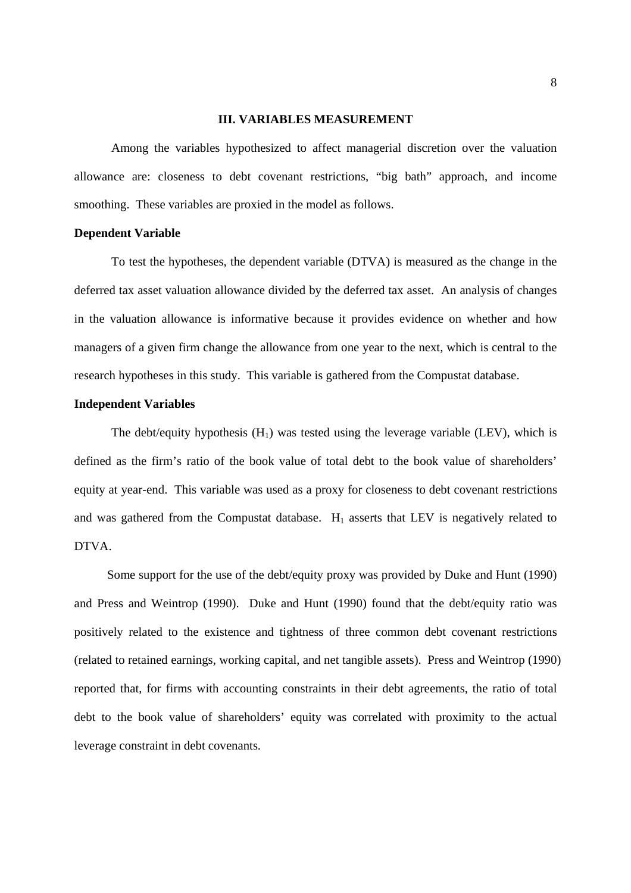## III. VARIABLES MEASUREMENT

Among the variables hypothesized to affect managerial discretion over the valuation allowance are: closeness to debt covenant restrictions, "big bath" approach, and income smoothing. These variables are proxied in the model as follows.

### Dependent Variable

To test the hypotheses, the dependent variable (DTVA) is measured as the change in the deferred tax asset valuation allowance divided by the deferred tax asset. An analysis of changes in the valuation allowance is informative because it provides evidence on whether and how managers of a given firm change the allowance from one year to the next, which is central to the research hypotheses in this study. This variable is gathered from the Compustat database.

### Independent Variables

The debt/equity hypothesis ($H_1$) was tested using the leverage variable (LEV), which is defined as the firm's ratio of the book value of total debt to the book value of shareholders' equity at year-end. This variable was used as a proxy for closeness to debt covenant restrictions and was gathered from the Compustat database. $H_1$ asserts that LEV is negatively related to DTVA.

Some support for the use of the debt/equity proxy was provided by Duke and Hunt (1990) and Press and Weintrop (1990). Duke and Hunt (1990) found that the debt/equity ratio was positively related to the existence and tightness of three common debt covenant restrictions (related to retained earnings, working capital, and net tangible assets). Press and Weintrop (1990) reported that, for firms with accounting constraints in their debt agreements, the ratio of total debt to the book value of shareholders' equity was correlated with proximity to the actual leverage constraint in debt covenants.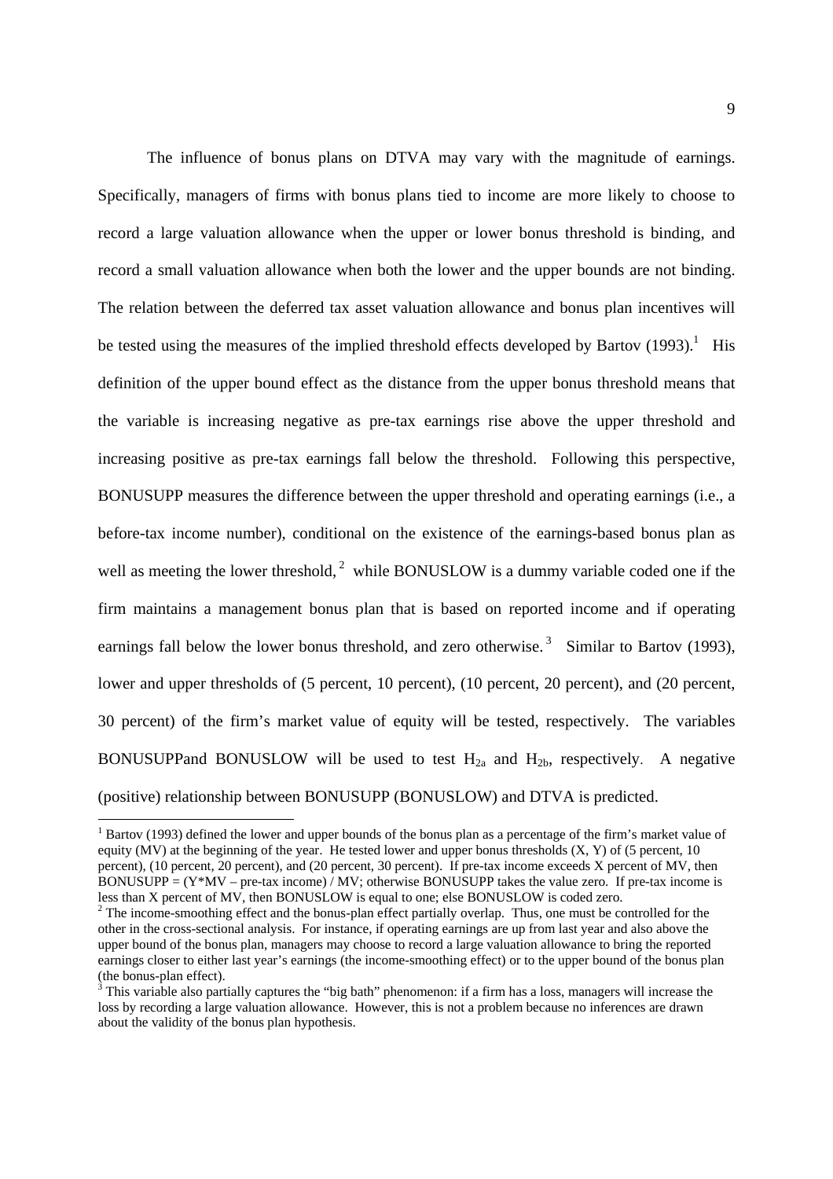The influence of bonus plans on DTVA may vary with the magnitude of earnings. Specifically, managers of firms with bonus plans tied to income are more likely to choose to record a large valuation allowance when the upper or lower bonus threshold is binding, and record a small valuation allowance when both the lower and the upper bounds are not binding. The relation between the deferred tax asset valuation allowance and bonus plan incentives will be tested using the measures of the implied threshold effects developed by Bartov (1993).[1] His definition of the upper bound effect as the distance from the upper bonus threshold means that the variable is increasing negative as pre-tax earnings rise above the upper threshold and increasing positive as pre-tax earnings fall below the threshold. Following this perspective, BONUSUPP measures the difference between the upper threshold and operating earnings (i.e., a before-tax income number), conditional on the existence of the earnings-based bonus plan as well as meeting the lower threshold,[2] while BONUSLOW is a dummy variable coded one if the firm maintains a management bonus plan that is based on reported income and if operating earnings fall below the lower bonus threshold, and zero otherwise.[3] Similar to Bartov (1993), lower and upper thresholds of (5 percent, 10 percent), (10 percent, 20 percent), and (20 percent, 30 percent) of the firm's market value of equity will be tested, respectively. The variables BONUSUPPand BONUSLOW will be used to test $H_{2a}$ and $H_{2b}$, respectively. A negative (positive) relationship between BONUSUPP (BONUSLOW) and DTVA is predicted.

---

[1] Bartov (1993) defined the lower and upper bounds of the bonus plan as a percentage of the firm's market value of equity (MV) at the beginning of the year. He tested lower and upper bonus thresholds (X, Y) of (5 percent, 10 percent), (10 percent, 20 percent), and (20 percent, 30 percent). If pre-tax income exceeds X percent of MV, then BONUSUPP = (Y*MV – pre-tax income) / MV; otherwise BONUSUPP takes the value zero. If pre-tax income is less than X percent of MV, then BONUSLOW is equal to one; else BONUSLOW is coded zero.

[2] The income-smoothing effect and the bonus-plan effect partially overlap. Thus, one must be controlled for the other in the cross-sectional analysis. For instance, if operating earnings are up from last year and also above the upper bound of the bonus plan, managers may choose to record a large valuation allowance to bring the reported earnings closer to either last year's earnings (the income-smoothing effect) or to the upper bound of the bonus plan (the bonus-plan effect).

[3] This variable also partially captures the "big bath" phenomenon: if a firm has a loss, managers will increase the loss by recording a large valuation allowance. However, this is not a problem because no inferences are drawn about the validity of the bonus plan hypothesis.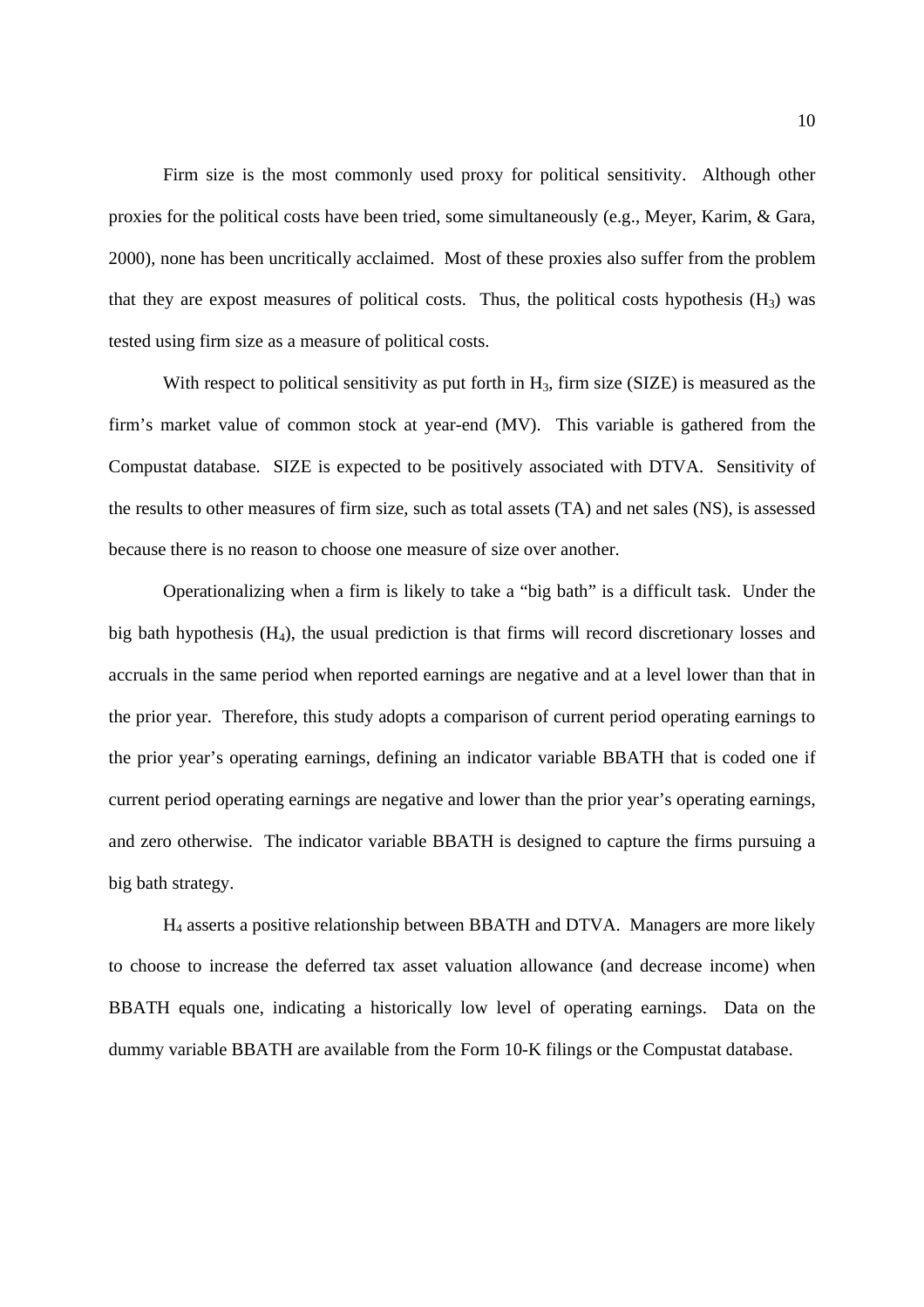Firm size is the most commonly used proxy for political sensitivity. Although other proxies for the political costs have been tried, some simultaneously (e.g., Meyer, Karim, & Gara, 2000), none has been uncritically acclaimed. Most of these proxies also suffer from the problem that they are expost measures of political costs. Thus, the political costs hypothesis ($H_3$) was tested using firm size as a measure of political costs.

With respect to political sensitivity as put forth in $H_3$, firm size (SIZE) is measured as the firm's market value of common stock at year-end (MV). This variable is gathered from the Compustat database. SIZE is expected to be positively associated with DTVA. Sensitivity of the results to other measures of firm size, such as total assets (TA) and net sales (NS), is assessed because there is no reason to choose one measure of size over another.

Operationalizing when a firm is likely to take a "big bath" is a difficult task. Under the big bath hypothesis ($H_4$), the usual prediction is that firms will record discretionary losses and accruals in the same period when reported earnings are negative and at a level lower than that in the prior year. Therefore, this study adopts a comparison of current period operating earnings to the prior year's operating earnings, defining an indicator variable BBATH that is coded one if current period operating earnings are negative and lower than the prior year's operating earnings, and zero otherwise. The indicator variable BBATH is designed to capture the firms pursuing a big bath strategy.

$H_4$ asserts a positive relationship between BBATH and DTVA. Managers are more likely to choose to increase the deferred tax asset valuation allowance (and decrease income) when BBATH equals one, indicating a historically low level of operating earnings. Data on the dummy variable BBATH are available from the Form 10-K filings or the Compustat database.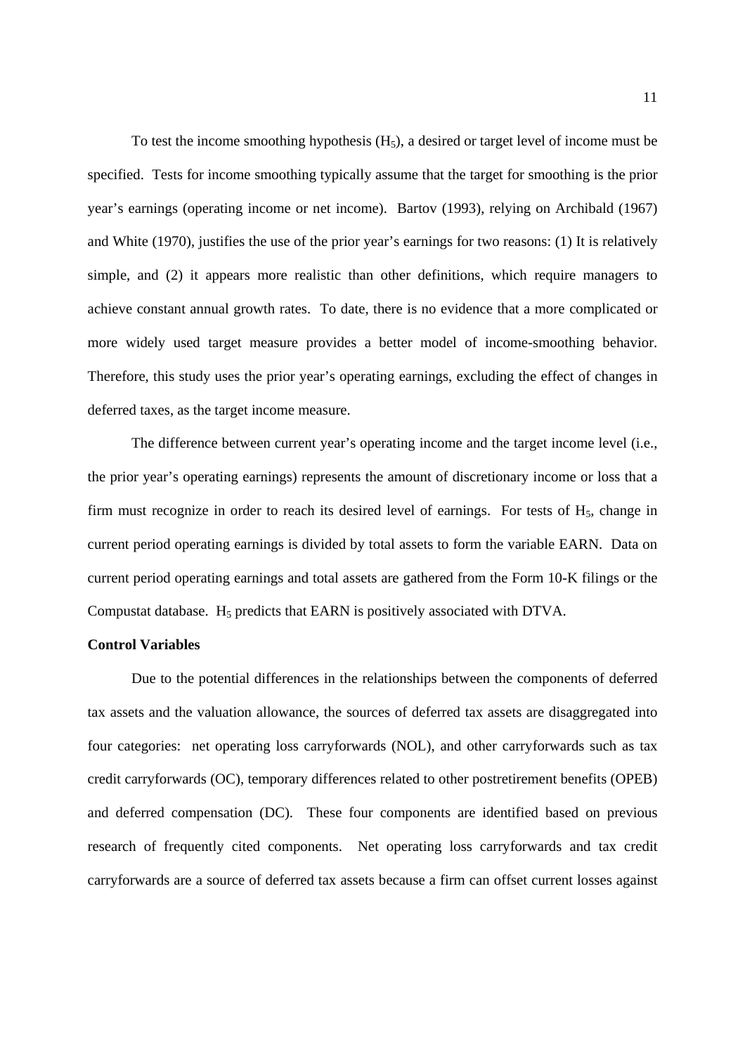To test the income smoothing hypothesis ($H_5$), a desired or target level of income must be specified. Tests for income smoothing typically assume that the target for smoothing is the prior year's earnings (operating income or net income). Bartov (1993), relying on Archibald (1967) and White (1970), justifies the use of the prior year's earnings for two reasons: (1) It is relatively simple, and (2) it appears more realistic than other definitions, which require managers to achieve constant annual growth rates. To date, there is no evidence that a more complicated or more widely used target measure provides a better model of income-smoothing behavior. Therefore, this study uses the prior year's operating earnings, excluding the effect of changes in deferred taxes, as the target income measure.

The difference between current year's operating income and the target income level (i.e., the prior year's operating earnings) represents the amount of discretionary income or loss that a firm must recognize in order to reach its desired level of earnings. For tests of $H_5$, change in current period operating earnings is divided by total assets to form the variable EARN. Data on current period operating earnings and total assets are gathered from the Form 10-K filings or the Compustat database. $H_5$ predicts that EARN is positively associated with DTVA.

**Control Variables**

Due to the potential differences in the relationships between the components of deferred tax assets and the valuation allowance, the sources of deferred tax assets are disaggregated into four categories: net operating loss carryforwards (NOL), and other carryforwards such as tax credit carryforwards (OC), temporary differences related to other postretirement benefits (OPEB) and deferred compensation (DC). These four components are identified based on previous research of frequently cited components. Net operating loss carryforwards and tax credit carryforwards are a source of deferred tax assets because a firm can offset current losses against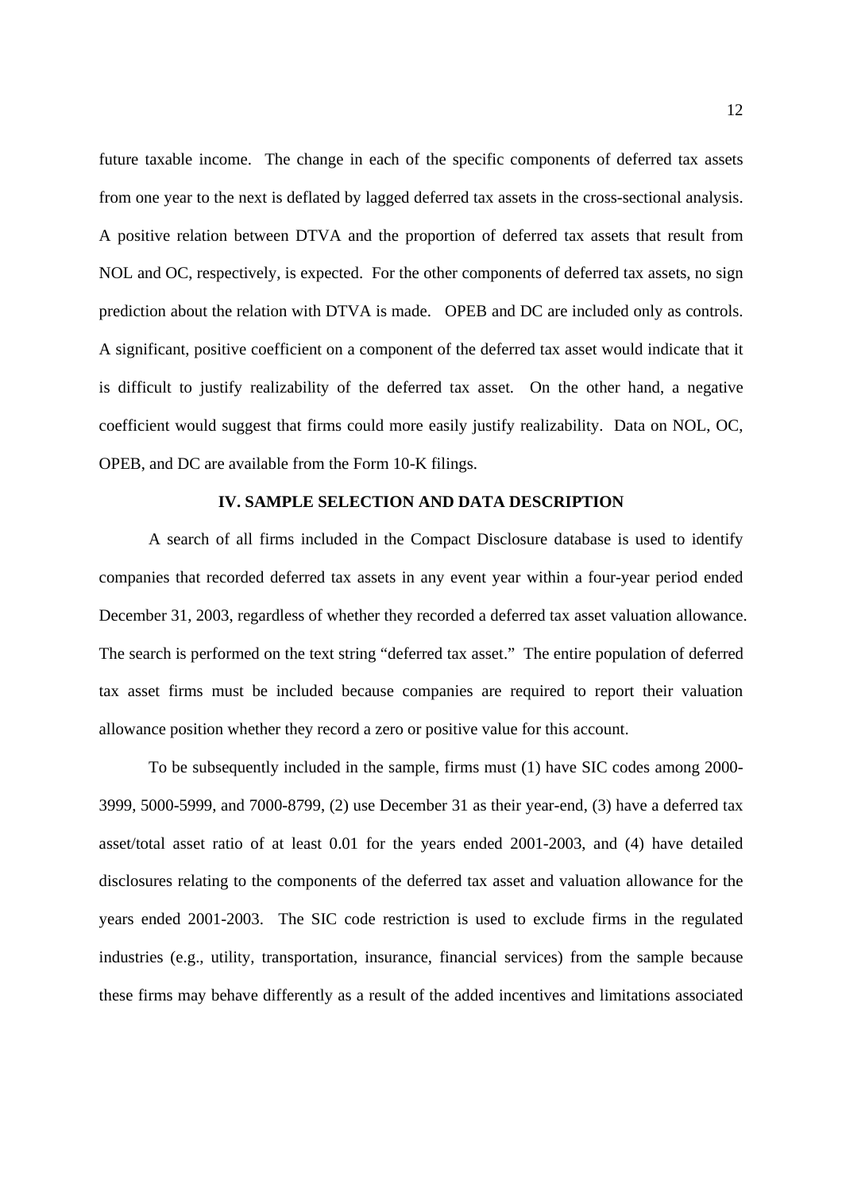future taxable income. The change in each of the specific components of deferred tax assets from one year to the next is deflated by lagged deferred tax assets in the cross-sectional analysis. A positive relation between DTVA and the proportion of deferred tax assets that result from NOL and OC, respectively, is expected. For the other components of deferred tax assets, no sign prediction about the relation with DTVA is made. OPEB and DC are included only as controls. A significant, positive coefficient on a component of the deferred tax asset would indicate that it is difficult to justify realizability of the deferred tax asset. On the other hand, a negative coefficient would suggest that firms could more easily justify realizability. Data on NOL, OC, OPEB, and DC are available from the Form 10-K filings.

## IV. SAMPLE SELECTION AND DATA DESCRIPTION

A search of all firms included in the Compact Disclosure database is used to identify companies that recorded deferred tax assets in any event year within a four-year period ended December 31, 2003, regardless of whether they recorded a deferred tax asset valuation allowance. The search is performed on the text string "deferred tax asset." The entire population of deferred tax asset firms must be included because companies are required to report their valuation allowance position whether they record a zero or positive value for this account.

To be subsequently included in the sample, firms must (1) have SIC codes among 2000-3999, 5000-5999, and 7000-8799, (2) use December 31 as their year-end, (3) have a deferred tax asset/total asset ratio of at least 0.01 for the years ended 2001-2003, and (4) have detailed disclosures relating to the components of the deferred tax asset and valuation allowance for the years ended 2001-2003. The SIC code restriction is used to exclude firms in the regulated industries (e.g., utility, transportation, insurance, financial services) from the sample because these firms may behave differently as a result of the added incentives and limitations associated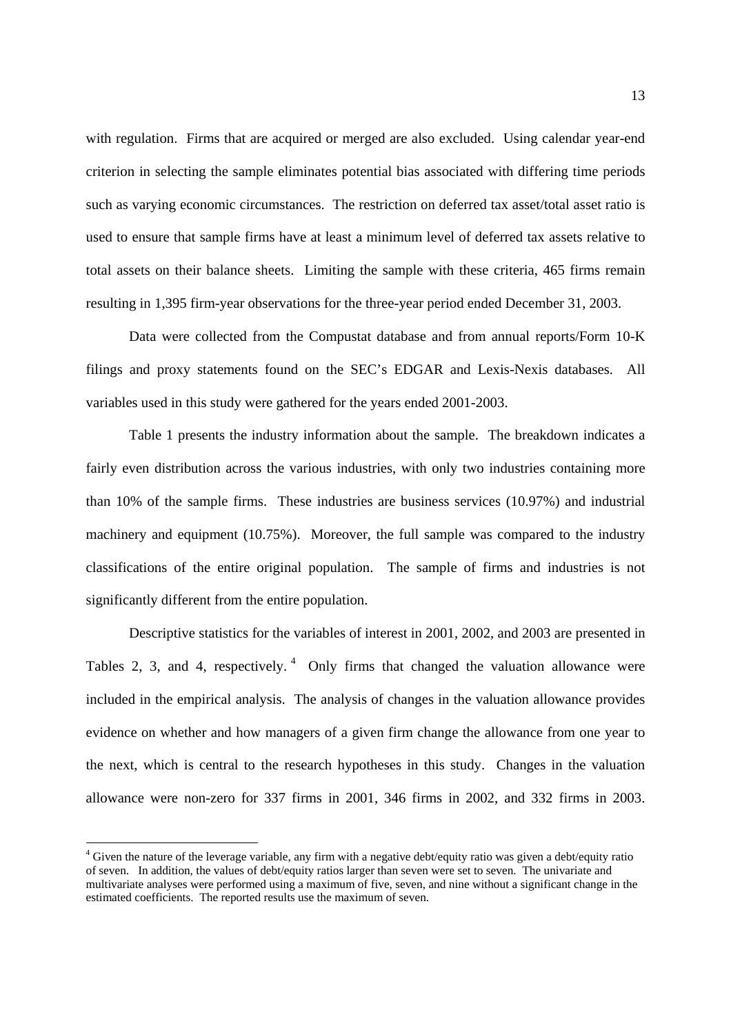with regulation. Firms that are acquired or merged are also excluded. Using calendar year-end criterion in selecting the sample eliminates potential bias associated with differing time periods such as varying economic circumstances. The restriction on deferred tax asset/total asset ratio is used to ensure that sample firms have at least a minimum level of deferred tax assets relative to total assets on their balance sheets. Limiting the sample with these criteria, 465 firms remain resulting in 1,395 firm-year observations for the three-year period ended December 31, 2003.

Data were collected from the Compustat database and from annual reports/Form 10-K filings and proxy statements found on the SEC's EDGAR and Lexis-Nexis databases. All variables used in this study were gathered for the years ended 2001-2003.

Table 1 presents the industry information about the sample. The breakdown indicates a fairly even distribution across the various industries, with only two industries containing more than 10% of the sample firms. These industries are business services (10.97%) and industrial machinery and equipment (10.75%). Moreover, the full sample was compared to the industry classifications of the entire original population. The sample of firms and industries is not significantly different from the entire population.

Descriptive statistics for the variables of interest in 2001, 2002, and 2003 are presented in Tables 2, 3, and 4, respectively.[4] Only firms that changed the valuation allowance were included in the empirical analysis. The analysis of changes in the valuation allowance provides evidence on whether and how managers of a given firm change the allowance from one year to the next, which is central to the research hypotheses in this study. Changes in the valuation allowance were non-zero for 337 firms in 2001, 346 firms in 2002, and 332 firms in 2003.

[4] Given the nature of the leverage variable, any firm with a negative debt/equity ratio was given a debt/equity ratio of seven. In addition, the values of debt/equity ratios larger than seven were set to seven. The univariate and multivariate analyses were performed using a maximum of five, seven, and nine without a significant change in the estimated coefficients. The reported results use the maximum of seven.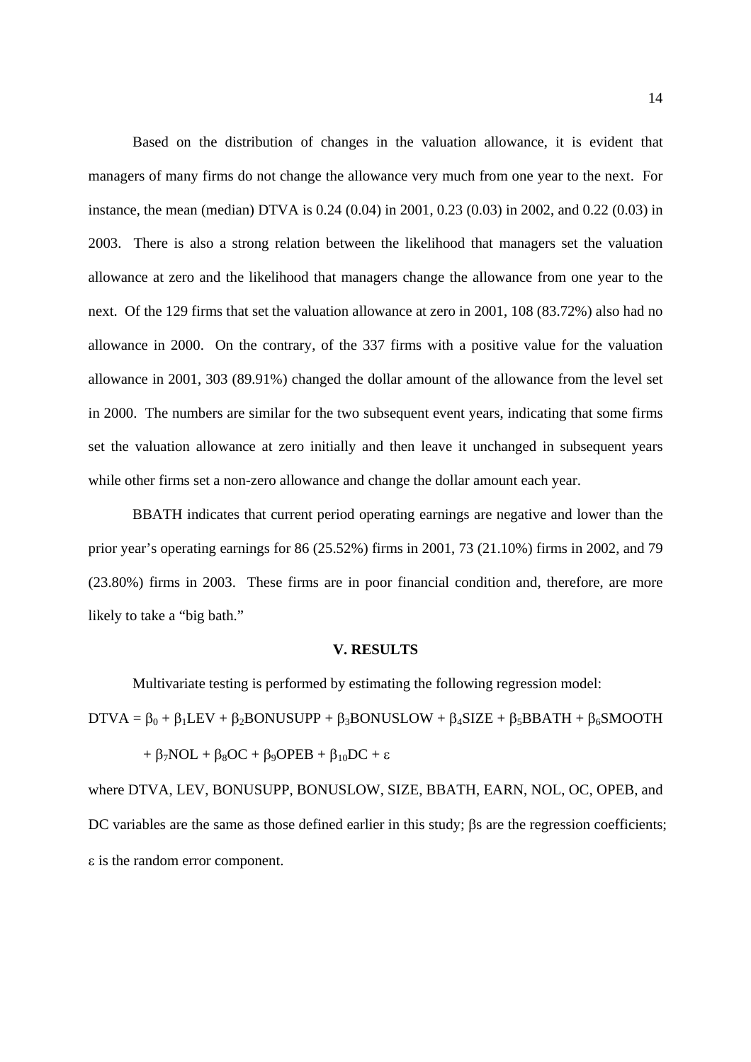Based on the distribution of changes in the valuation allowance, it is evident that managers of many firms do not change the allowance very much from one year to the next. For instance, the mean (median) DTVA is 0.24 (0.04) in 2001, 0.23 (0.03) in 2002, and 0.22 (0.03) in 2003. There is also a strong relation between the likelihood that managers set the valuation allowance at zero and the likelihood that managers change the allowance from one year to the next. Of the 129 firms that set the valuation allowance at zero in 2001, 108 (83.72%) also had no allowance in 2000. On the contrary, of the 337 firms with a positive value for the valuation allowance in 2001, 303 (89.91%) changed the dollar amount of the allowance from the level set in 2000. The numbers are similar for the two subsequent event years, indicating that some firms set the valuation allowance at zero initially and then leave it unchanged in subsequent years while other firms set a non-zero allowance and change the dollar amount each year.

BBATH indicates that current period operating earnings are negative and lower than the prior year's operating earnings for 86 (25.52%) firms in 2001, 73 (21.10%) firms in 2002, and 79 (23.80%) firms in 2003. These firms are in poor financial condition and, therefore, are more likely to take a "big bath."

## V. RESULTS

Multivariate testing is performed by estimating the following regression model:

$$DTVA = \beta_0 + \beta_1 LEV + \beta_2 BONUSUPP + \beta_3 BONUSLOW + \beta_4 SIZE + \beta_5 BBATH + \beta_6 SMOOTH + \beta_7 NOL + \beta_8 OC + \beta_9 OPEB + \beta_{10} DC + \varepsilon$$

where DTVA, LEV, BONUSUPP, BONUSLOW, SIZE, BBATH, EARN, NOL, OC, OPEB, and DC variables are the same as those defined earlier in this study; βs are the regression coefficients; ε is the random error component.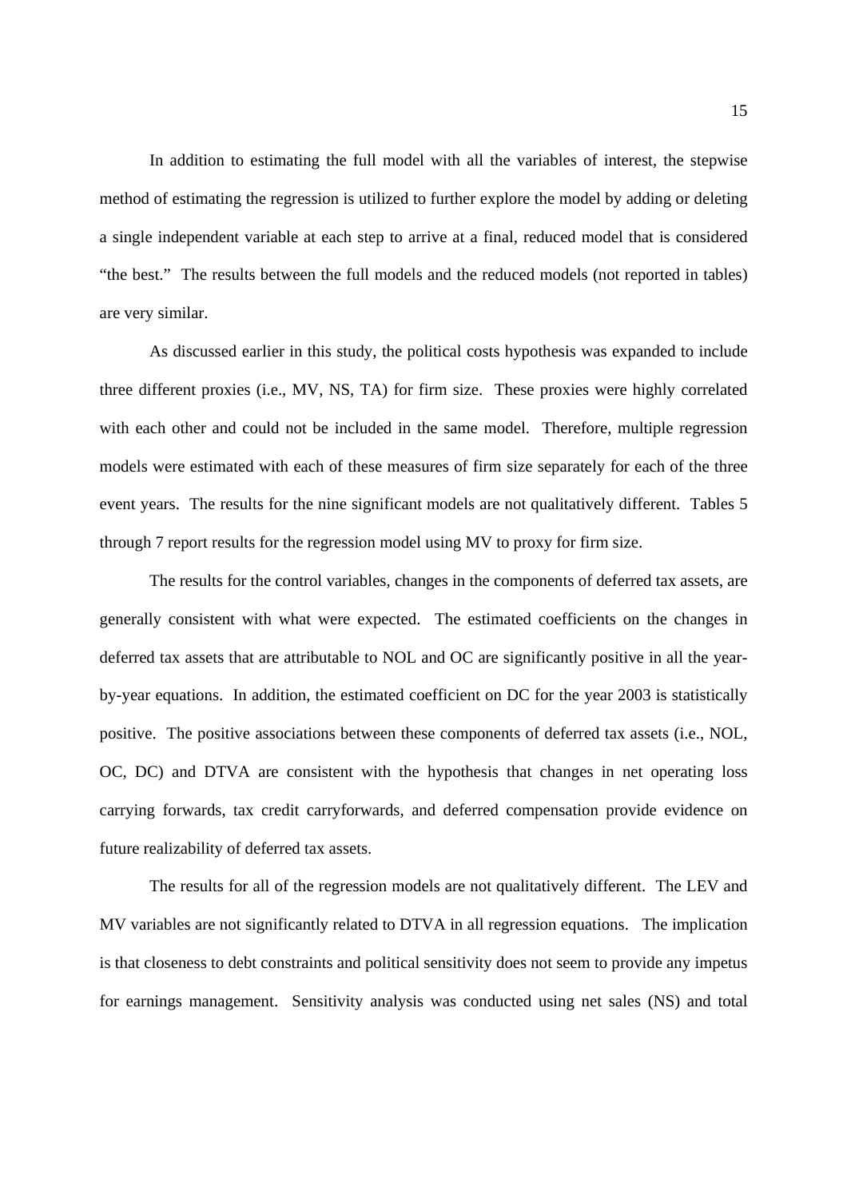In addition to estimating the full model with all the variables of interest, the stepwise method of estimating the regression is utilized to further explore the model by adding or deleting a single independent variable at each step to arrive at a final, reduced model that is considered "the best." The results between the full models and the reduced models (not reported in tables) are very similar.

As discussed earlier in this study, the political costs hypothesis was expanded to include three different proxies (i.e., MV, NS, TA) for firm size. These proxies were highly correlated with each other and could not be included in the same model. Therefore, multiple regression models were estimated with each of these measures of firm size separately for each of the three event years. The results for the nine significant models are not qualitatively different. Tables 5 through 7 report results for the regression model using MV to proxy for firm size.

The results for the control variables, changes in the components of deferred tax assets, are generally consistent with what were expected. The estimated coefficients on the changes in deferred tax assets that are attributable to NOL and OC are significantly positive in all the year-by-year equations. In addition, the estimated coefficient on DC for the year 2003 is statistically positive. The positive associations between these components of deferred tax assets (i.e., NOL, OC, DC) and DTVA are consistent with the hypothesis that changes in net operating loss carrying forwards, tax credit carryforwards, and deferred compensation provide evidence on future realizability of deferred tax assets.

The results for all of the regression models are not qualitatively different. The LEV and MV variables are not significantly related to DTVA in all regression equations. The implication is that closeness to debt constraints and political sensitivity does not seem to provide any impetus for earnings management. Sensitivity analysis was conducted using net sales (NS) and total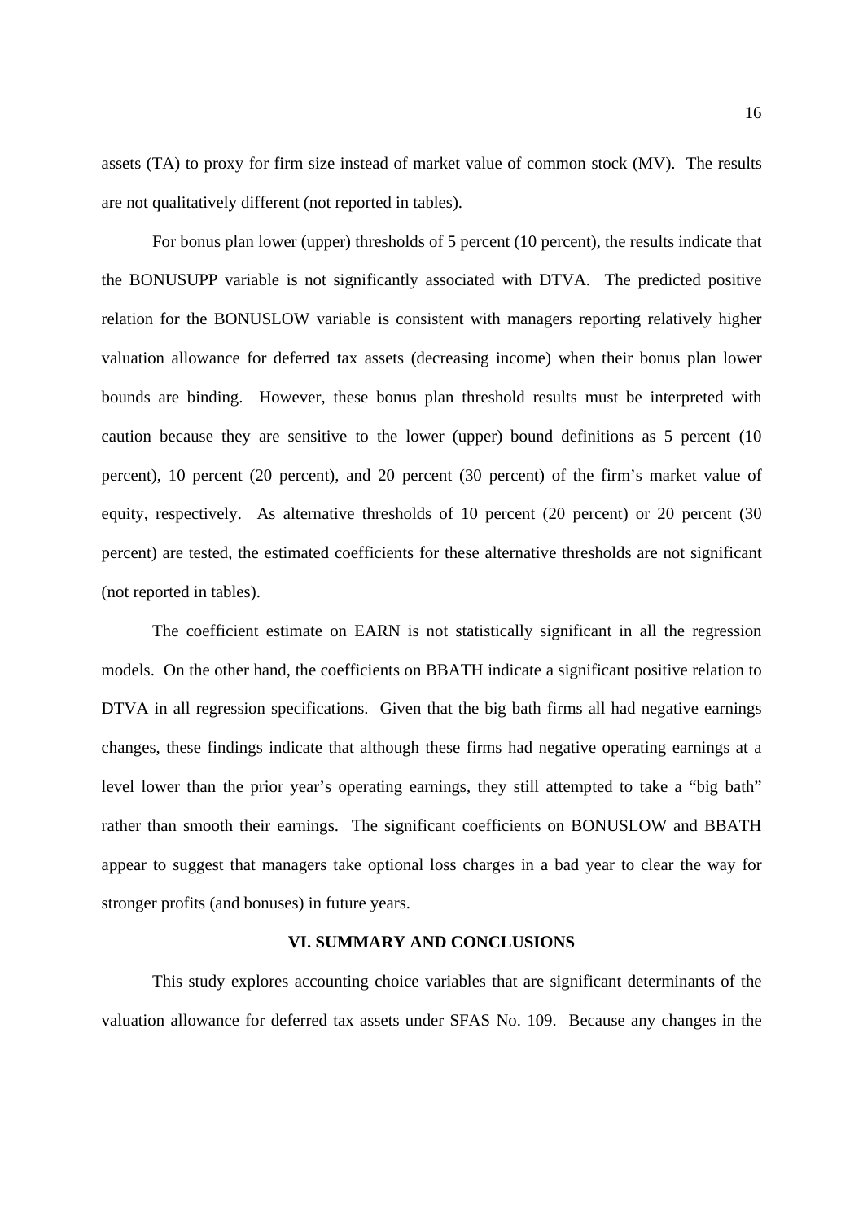assets (TA) to proxy for firm size instead of market value of common stock (MV). The results are not qualitatively different (not reported in tables).

For bonus plan lower (upper) thresholds of 5 percent (10 percent), the results indicate that the BONUSUPP variable is not significantly associated with DTVA. The predicted positive relation for the BONUSLOW variable is consistent with managers reporting relatively higher valuation allowance for deferred tax assets (decreasing income) when their bonus plan lower bounds are binding. However, these bonus plan threshold results must be interpreted with caution because they are sensitive to the lower (upper) bound definitions as 5 percent (10 percent), 10 percent (20 percent), and 20 percent (30 percent) of the firm's market value of equity, respectively. As alternative thresholds of 10 percent (20 percent) or 20 percent (30 percent) are tested, the estimated coefficients for these alternative thresholds are not significant (not reported in tables).

The coefficient estimate on EARN is not statistically significant in all the regression models. On the other hand, the coefficients on BBATH indicate a significant positive relation to DTVA in all regression specifications. Given that the big bath firms all had negative earnings changes, these findings indicate that although these firms had negative operating earnings at a level lower than the prior year's operating earnings, they still attempted to take a "big bath" rather than smooth their earnings. The significant coefficients on BONUSLOW and BBATH appear to suggest that managers take optional loss charges in a bad year to clear the way for stronger profits (and bonuses) in future years.

## VI. SUMMARY AND CONCLUSIONS

This study explores accounting choice variables that are significant determinants of the valuation allowance for deferred tax assets under SFAS No. 109. Because any changes in the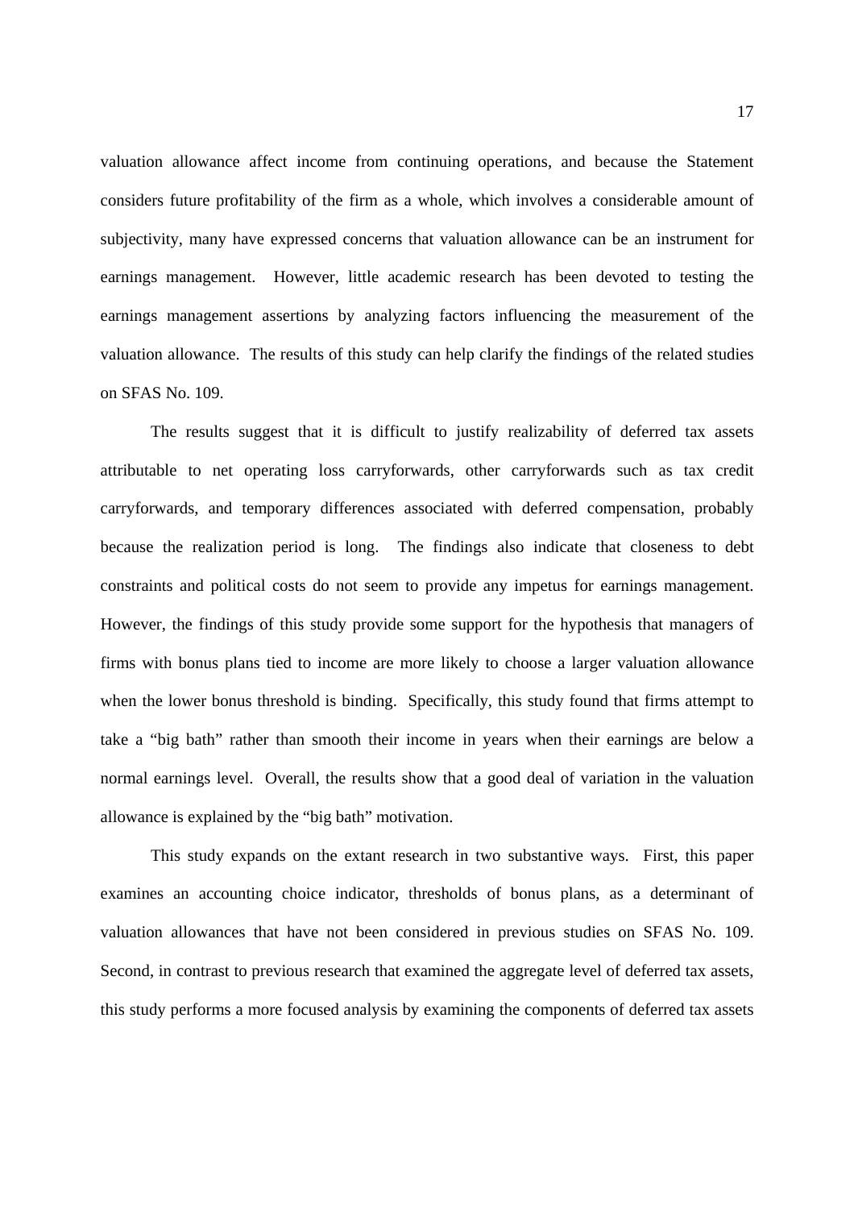valuation allowance affect income from continuing operations, and because the Statement considers future profitability of the firm as a whole, which involves a considerable amount of subjectivity, many have expressed concerns that valuation allowance can be an instrument for earnings management. However, little academic research has been devoted to testing the earnings management assertions by analyzing factors influencing the measurement of the valuation allowance. The results of this study can help clarify the findings of the related studies on SFAS No. 109.

The results suggest that it is difficult to justify realizability of deferred tax assets attributable to net operating loss carryforwards, other carryforwards such as tax credit carryforwards, and temporary differences associated with deferred compensation, probably because the realization period is long. The findings also indicate that closeness to debt constraints and political costs do not seem to provide any impetus for earnings management. However, the findings of this study provide some support for the hypothesis that managers of firms with bonus plans tied to income are more likely to choose a larger valuation allowance when the lower bonus threshold is binding. Specifically, this study found that firms attempt to take a "big bath" rather than smooth their income in years when their earnings are below a normal earnings level. Overall, the results show that a good deal of variation in the valuation allowance is explained by the "big bath" motivation.

This study expands on the extant research in two substantive ways. First, this paper examines an accounting choice indicator, thresholds of bonus plans, as a determinant of valuation allowances that have not been considered in previous studies on SFAS No. 109. Second, in contrast to previous research that examined the aggregate level of deferred tax assets, this study performs a more focused analysis by examining the components of deferred tax assets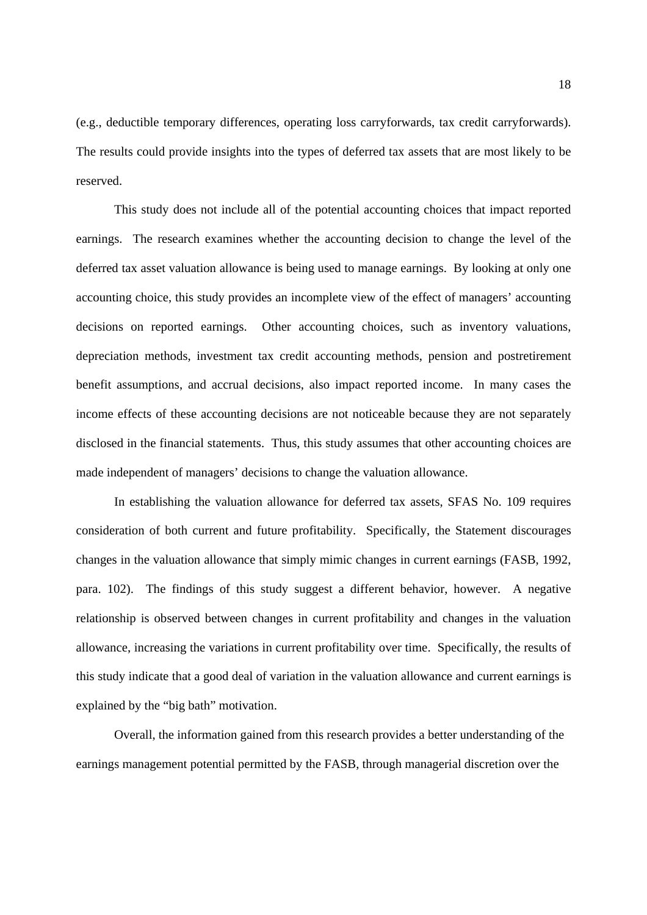(e.g., deductible temporary differences, operating loss carryforwards, tax credit carryforwards). The results could provide insights into the types of deferred tax assets that are most likely to be reserved.

This study does not include all of the potential accounting choices that impact reported earnings. The research examines whether the accounting decision to change the level of the deferred tax asset valuation allowance is being used to manage earnings. By looking at only one accounting choice, this study provides an incomplete view of the effect of managers' accounting decisions on reported earnings. Other accounting choices, such as inventory valuations, depreciation methods, investment tax credit accounting methods, pension and postretirement benefit assumptions, and accrual decisions, also impact reported income. In many cases the income effects of these accounting decisions are not noticeable because they are not separately disclosed in the financial statements. Thus, this study assumes that other accounting choices are made independent of managers' decisions to change the valuation allowance.

In establishing the valuation allowance for deferred tax assets, SFAS No. 109 requires consideration of both current and future profitability. Specifically, the Statement discourages changes in the valuation allowance that simply mimic changes in current earnings (FASB, 1992, para. 102). The findings of this study suggest a different behavior, however. A negative relationship is observed between changes in current profitability and changes in the valuation allowance, increasing the variations in current profitability over time. Specifically, the results of this study indicate that a good deal of variation in the valuation allowance and current earnings is explained by the "big bath" motivation.

Overall, the information gained from this research provides a better understanding of the earnings management potential permitted by the FASB, through managerial discretion over the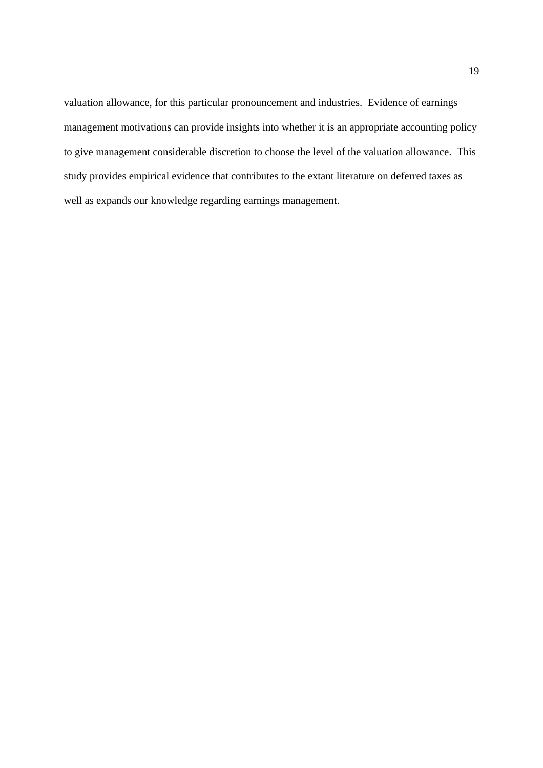valuation allowance, for this particular pronouncement and industries. Evidence of earnings management motivations can provide insights into whether it is an appropriate accounting policy to give management considerable discretion to choose the level of the valuation allowance. This study provides empirical evidence that contributes to the extant literature on deferred taxes as well as expands our knowledge regarding earnings management.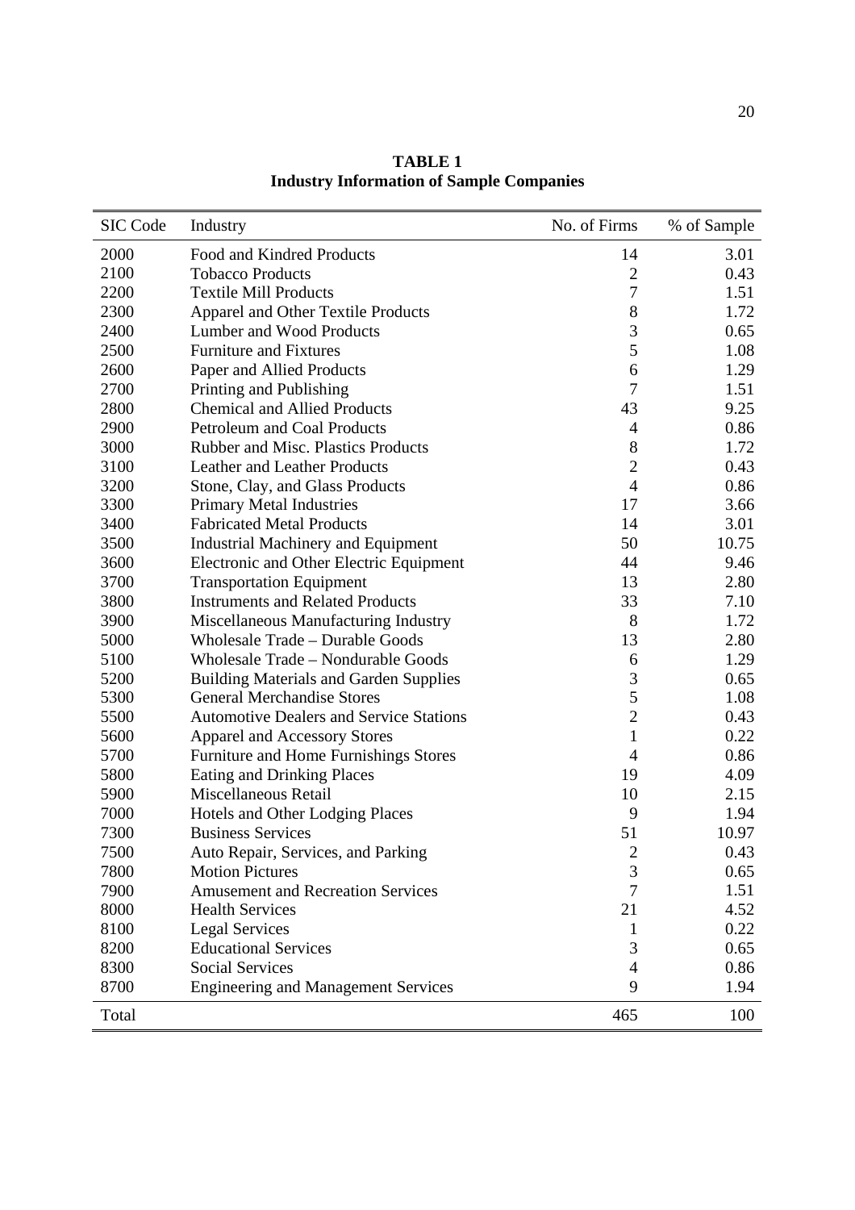**TABLE 1**
**Industry Information of Sample Companies**

| SIC Code | Industry | No. of Firms | % of Sample |
|---|---|---|---|
| 2000 | Food and Kindred Products | 14 | 3.01 |
| 2100 | Tobacco Products | 2 | 0.43 |
| 2200 | Textile Mill Products | 7 | 1.51 |
| 2300 | Apparel and Other Textile Products | 8 | 1.72 |
| 2400 | Lumber and Wood Products | 3 | 0.65 |
| 2500 | Furniture and Fixtures | 5 | 1.08 |
| 2600 | Paper and Allied Products | 6 | 1.29 |
| 2700 | Printing and Publishing | 7 | 1.51 |
| 2800 | Chemical and Allied Products | 43 | 9.25 |
| 2900 | Petroleum and Coal Products | 4 | 0.86 |
| 3000 | Rubber and Misc. Plastics Products | 8 | 1.72 |
| 3100 | Leather and Leather Products | 2 | 0.43 |
| 3200 | Stone, Clay, and Glass Products | 4 | 0.86 |
| 3300 | Primary Metal Industries | 17 | 3.66 |
| 3400 | Fabricated Metal Products | 14 | 3.01 |
| 3500 | Industrial Machinery and Equipment | 50 | 10.75 |
| 3600 | Electronic and Other Electric Equipment | 44 | 9.46 |
| 3700 | Transportation Equipment | 13 | 2.80 |
| 3800 | Instruments and Related Products | 33 | 7.10 |
| 3900 | Miscellaneous Manufacturing Industry | 8 | 1.72 |
| 5000 | Wholesale Trade – Durable Goods | 13 | 2.80 |
| 5100 | Wholesale Trade – Nondurable Goods | 6 | 1.29 |
| 5200 | Building Materials and Garden Supplies | 3 | 0.65 |
| 5300 | General Merchandise Stores | 5 | 1.08 |
| 5500 | Automotive Dealers and Service Stations | 2 | 0.43 |
| 5600 | Apparel and Accessory Stores | 1 | 0.22 |
| 5700 | Furniture and Home Furnishings Stores | 4 | 0.86 |
| 5800 | Eating and Drinking Places | 19 | 4.09 |
| 5900 | Miscellaneous Retail | 10 | 2.15 |
| 7000 | Hotels and Other Lodging Places | 9 | 1.94 |
| 7300 | Business Services | 51 | 10.97 |
| 7500 | Auto Repair, Services, and Parking | 2 | 0.43 |
| 7800 | Motion Pictures | 3 | 0.65 |
| 7900 | Amusement and Recreation Services | 7 | 1.51 |
| 8000 | Health Services | 21 | 4.52 |
| 8100 | Legal Services | 1 | 0.22 |
| 8200 | Educational Services | 3 | 0.65 |
| 8300 | Social Services | 4 | 0.86 |
| 8700 | Engineering and Management Services | 9 | 1.94 |
| Total | | 465 | 100 |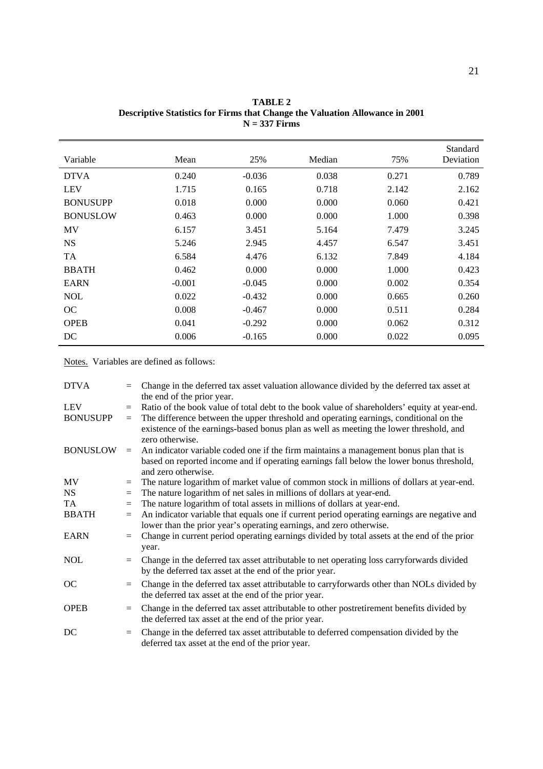**TABLE 2**
**Descriptive Statistics for Firms that Change the Valuation Allowance in 2001**
**N = 337 Firms**

| Variable | Mean | 25% | Median | 75% | Standard Deviation |
|---|---|---|---|---|---|
| DTVA | 0.240 | -0.036 | 0.038 | 0.271 | 0.789 |
| LEV | 1.715 | 0.165 | 0.718 | 2.142 | 2.162 |
| BONUSUPP | 0.018 | 0.000 | 0.000 | 0.060 | 0.421 |
| BONUSLOW | 0.463 | 0.000 | 0.000 | 1.000 | 0.398 |
| MV | 6.157 | 3.451 | 5.164 | 7.479 | 3.245 |
| NS | 5.246 | 2.945 | 4.457 | 6.547 | 3.451 |
| TA | 6.584 | 4.476 | 6.132 | 7.849 | 4.184 |
| BBATH | 0.462 | 0.000 | 0.000 | 1.000 | 0.423 |
| EARN | -0.001 | -0.045 | 0.000 | 0.002 | 0.354 |
| NOL | 0.022 | -0.432 | 0.000 | 0.665 | 0.260 |
| OC | 0.008 | -0.467 | 0.000 | 0.511 | 0.284 |
| OPEB | 0.041 | -0.292 | 0.000 | 0.062 | 0.312 |
| DC | 0.006 | -0.165 | 0.000 | 0.022 | 0.095 |

Notes. Variables are defined as follows:

| | | |
|---|---|---|
| DTVA | = | Change in the deferred tax asset valuation allowance divided by the deferred tax asset at the end of the prior year. |
| LEV | = | Ratio of the book value of total debt to the book value of shareholders' equity at year-end. |
| BONUSUPP | = | The difference between the upper threshold and operating earnings, conditional on the existence of the earnings-based bonus plan as well as meeting the lower threshold, and zero otherwise. |
| BONUSLOW | = | An indicator variable coded one if the firm maintains a management bonus plan that is based on reported income and if operating earnings fall below the lower bonus threshold, and zero otherwise. |
| MV | = | The nature logarithm of market value of common stock in millions of dollars at year-end. |
| NS | = | The nature logarithm of net sales in millions of dollars at year-end. |
| TA | = | The nature logarithm of total assets in millions of dollars at year-end. |
| BBATH | = | An indicator variable that equals one if current period operating earnings are negative and lower than the prior year's operating earnings, and zero otherwise. |
| EARN | = | Change in current period operating earnings divided by total assets at the end of the prior year. |
| NOL | = | Change in the deferred tax asset attributable to net operating loss carryforwards divided by the deferred tax asset at the end of the prior year. |
| OC | = | Change in the deferred tax asset attributable to carryforwards other than NOLs divided by the deferred tax asset at the end of the prior year. |
| OPEB | = | Change in the deferred tax asset attributable to other postretirement benefits divided by the deferred tax asset at the end of the prior year. |
| DC | = | Change in the deferred tax asset attributable to deferred compensation divided by the deferred tax asset at the end of the prior year. |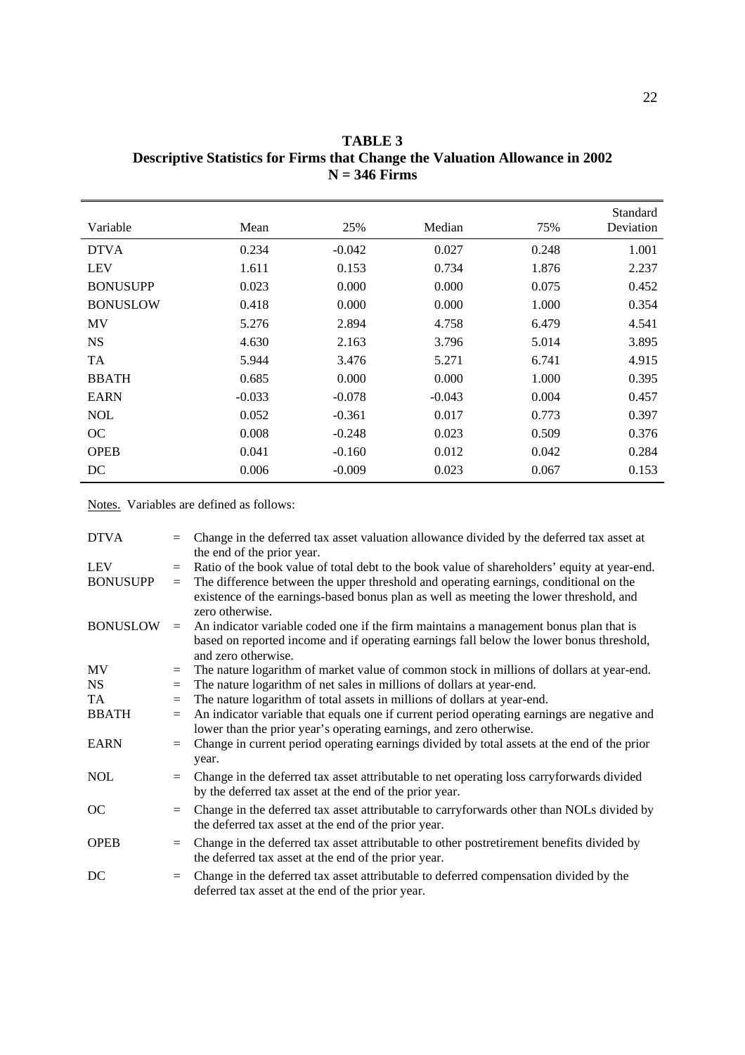**TABLE 3**
**Descriptive Statistics for Firms that Change the Valuation Allowance in 2002**
**N = 346 Firms**

| Variable | Mean | 25% | Median | 75% | Standard Deviation |
|---|---|---|---|---|---|
| DTVA | 0.234 | -0.042 | 0.027 | 0.248 | 1.001 |
| LEV | 1.611 | 0.153 | 0.734 | 1.876 | 2.237 |
| BONUSUPP | 0.023 | 0.000 | 0.000 | 0.075 | 0.452 |
| BONUSLOW | 0.418 | 0.000 | 0.000 | 1.000 | 0.354 |
| MV | 5.276 | 2.894 | 4.758 | 6.479 | 4.541 |
| NS | 4.630 | 2.163 | 3.796 | 5.014 | 3.895 |
| TA | 5.944 | 3.476 | 5.271 | 6.741 | 4.915 |
| BBATH | 0.685 | 0.000 | 0.000 | 1.000 | 0.395 |
| EARN | -0.033 | -0.078 | -0.043 | 0.004 | 0.457 |
| NOL | 0.052 | -0.361 | 0.017 | 0.773 | 0.397 |
| OC | 0.008 | -0.248 | 0.023 | 0.509 | 0.376 |
| OPEB | 0.041 | -0.160 | 0.012 | 0.042 | 0.284 |
| DC | 0.006 | -0.009 | 0.023 | 0.067 | 0.153 |

Notes. Variables are defined as follows:

DTVA = Change in the deferred tax asset valuation allowance divided by the deferred tax asset at the end of the prior year.

LEV = Ratio of the book value of total debt to the book value of shareholders' equity at year-end.

BONUSUPP = The difference between the upper threshold and operating earnings, conditional on the existence of the earnings-based bonus plan as well as meeting the lower threshold, and zero otherwise.

BONUSLOW = An indicator variable coded one if the firm maintains a management bonus plan that is based on reported income and if operating earnings fall below the lower bonus threshold, and zero otherwise.

MV = The nature logarithm of market value of common stock in millions of dollars at year-end.

NS = The nature logarithm of net sales in millions of dollars at year-end.

TA = The nature logarithm of total assets in millions of dollars at year-end.

BBATH = An indicator variable that equals one if current period operating earnings are negative and lower than the prior year's operating earnings, and zero otherwise.

EARN = Change in current period operating earnings divided by total assets at the end of the prior year.

NOL = Change in the deferred tax asset attributable to net operating loss carryforwards divided by the deferred tax asset at the end of the prior year.

OC = Change in the deferred tax asset attributable to carryforwards other than NOLs divided by the deferred tax asset at the end of the prior year.

OPEB = Change in the deferred tax asset attributable to other postretirement benefits divided by the deferred tax asset at the end of the prior year.

DC = Change in the deferred tax asset attributable to deferred compensation divided by the deferred tax asset at the end of the prior year.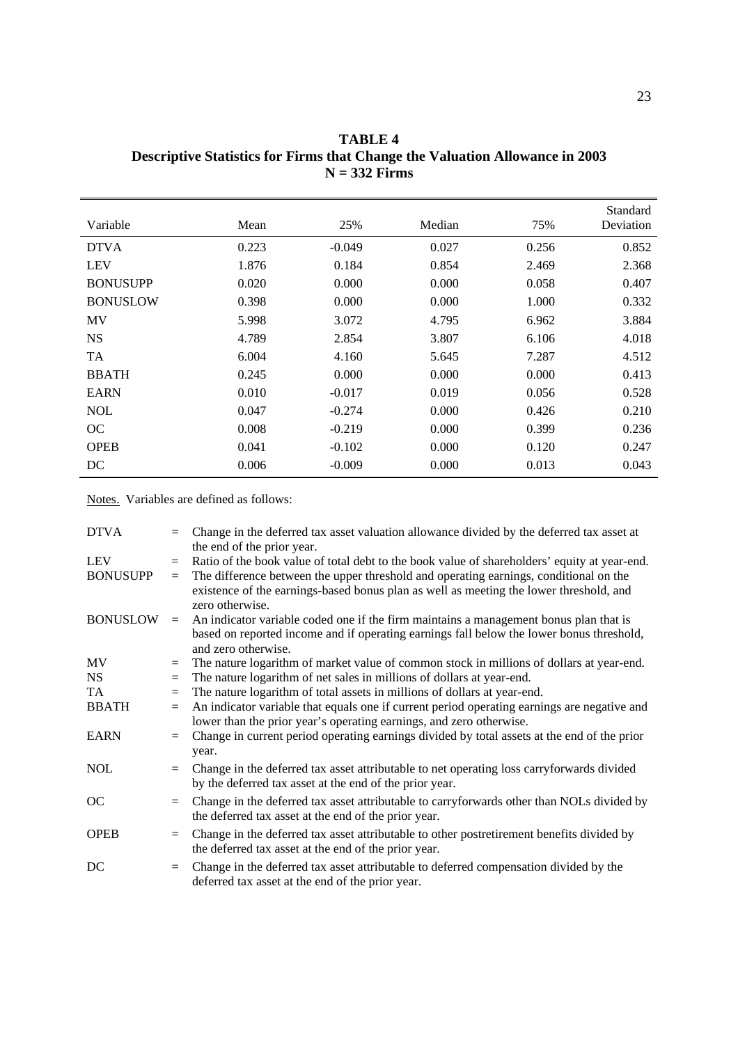**TABLE 4**
**Descriptive Statistics for Firms that Change the Valuation Allowance in 2003**
**N = 332 Firms**

| Variable | Mean | 25% | Median | 75% | Standard Deviation |
|---|---|---|---|---|---|
| DTVA | 0.223 | -0.049 | 0.027 | 0.256 | 0.852 |
| LEV | 1.876 | 0.184 | 0.854 | 2.469 | 2.368 |
| BONUSUPP | 0.020 | 0.000 | 0.000 | 0.058 | 0.407 |
| BONUSLOW | 0.398 | 0.000 | 0.000 | 1.000 | 0.332 |
| MV | 5.998 | 3.072 | 4.795 | 6.962 | 3.884 |
| NS | 4.789 | 2.854 | 3.807 | 6.106 | 4.018 |
| TA | 6.004 | 4.160 | 5.645 | 7.287 | 4.512 |
| BBATH | 0.245 | 0.000 | 0.000 | 0.000 | 0.413 |
| EARN | 0.010 | -0.017 | 0.019 | 0.056 | 0.528 |
| NOL | 0.047 | -0.274 | 0.000 | 0.426 | 0.210 |
| OC | 0.008 | -0.219 | 0.000 | 0.399 | 0.236 |
| OPEB | 0.041 | -0.102 | 0.000 | 0.120 | 0.247 |
| DC | 0.006 | -0.009 | 0.000 | 0.013 | 0.043 |

Notes. Variables are defined as follows:

| | | |
|---|---|---|
| DTVA | = | Change in the deferred tax asset valuation allowance divided by the deferred tax asset at the end of the prior year. |
| LEV | = | Ratio of the book value of total debt to the book value of shareholders' equity at year-end. |
| BONUSUPP | = | The difference between the upper threshold and operating earnings, conditional on the existence of the earnings-based bonus plan as well as meeting the lower threshold, and zero otherwise. |
| BONUSLOW | = | An indicator variable coded one if the firm maintains a management bonus plan that is based on reported income and if operating earnings fall below the lower bonus threshold, and zero otherwise. |
| MV | = | The nature logarithm of market value of common stock in millions of dollars at year-end. |
| NS | = | The nature logarithm of net sales in millions of dollars at year-end. |
| TA | = | The nature logarithm of total assets in millions of dollars at year-end. |
| BBATH | = | An indicator variable that equals one if current period operating earnings are negative and lower than the prior year's operating earnings, and zero otherwise. |
| EARN | = | Change in current period operating earnings divided by total assets at the end of the prior year. |
| NOL | = | Change in the deferred tax asset attributable to net operating loss carryforwards divided by the deferred tax asset at the end of the prior year. |
| OC | = | Change in the deferred tax asset attributable to carryforwards other than NOLs divided by the deferred tax asset at the end of the prior year. |
| OPEB | = | Change in the deferred tax asset attributable to other postretirement benefits divided by the deferred tax asset at the end of the prior year. |
| DC | = | Change in the deferred tax asset attributable to deferred compensation divided by the deferred tax asset at the end of the prior year. |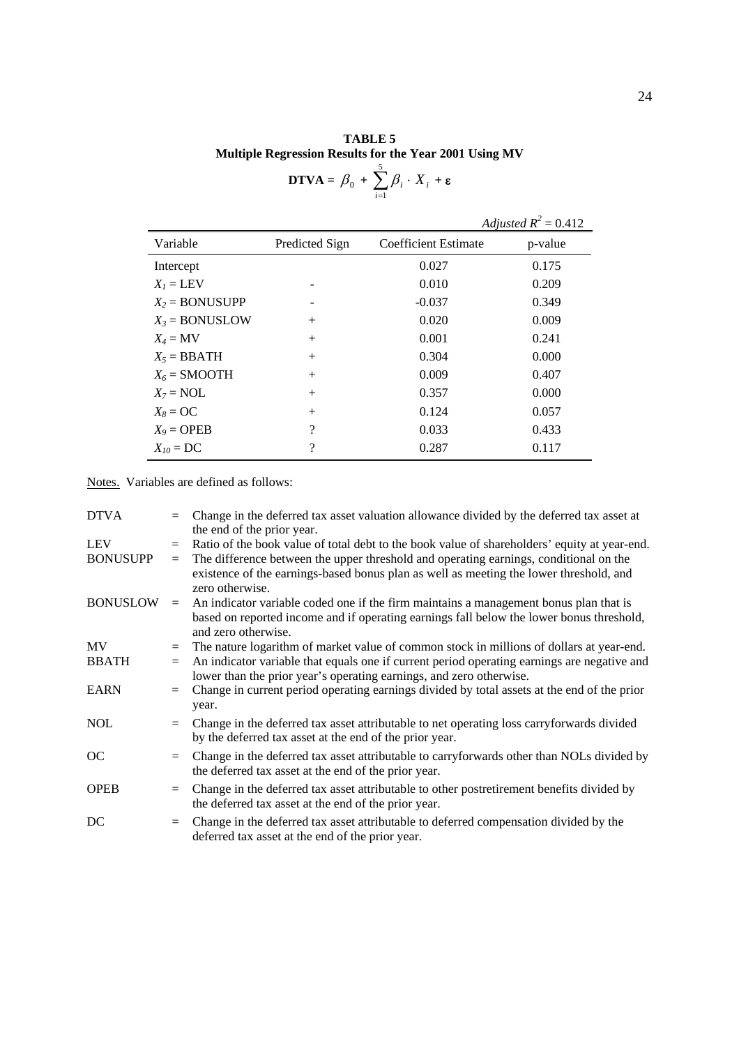**TABLE 5**
**Multiple Regression Results for the Year 2001 Using MV**

$$\textbf{DTVA} = \beta_0 + \sum_{i=1}^{5} \beta_i \cdot X_i + \varepsilon$$

*Adjusted* $R^2 = 0.412$

| Variable | Predicted Sign | Coefficient Estimate | p-value |
|---|---|---|---|
| Intercept | | 0.027 | 0.175 |
| $X_1$ = LEV | - | 0.010 | 0.209 |
| $X_2$ = BONUSUPP | - | -0.037 | 0.349 |
| $X_3$ = BONUSLOW | + | 0.020 | 0.009 |
| $X_4$ = MV | + | 0.001 | 0.241 |
| $X_5$ = BBATH | + | 0.304 | 0.000 |
| $X_6$ = SMOOTH | + | 0.009 | 0.407 |
| $X_7$ = NOL | + | 0.357 | 0.000 |
| $X_8$ = OC | + | 0.124 | 0.057 |
| $X_9$ = OPEB | ? | 0.033 | 0.433 |
| $X_{10}$ = DC | ? | 0.287 | 0.117 |

Notes. Variables are defined as follows:

| | | |
|---|---|---|
| DTVA | = | Change in the deferred tax asset valuation allowance divided by the deferred tax asset at the end of the prior year. |
| LEV | = | Ratio of the book value of total debt to the book value of shareholders' equity at year-end. |
| BONUSUPP | = | The difference between the upper threshold and operating earnings, conditional on the existence of the earnings-based bonus plan as well as meeting the lower threshold, and zero otherwise. |
| BONUSLOW | = | An indicator variable coded one if the firm maintains a management bonus plan that is based on reported income and if operating earnings fall below the lower bonus threshold, and zero otherwise. |
| MV | = | The nature logarithm of market value of common stock in millions of dollars at year-end. |
| BBATH | = | An indicator variable that equals one if current period operating earnings are negative and lower than the prior year's operating earnings, and zero otherwise. |
| EARN | = | Change in current period operating earnings divided by total assets at the end of the prior year. |
| NOL | = | Change in the deferred tax asset attributable to net operating loss carryforwards divided by the deferred tax asset at the end of the prior year. |
| OC | = | Change in the deferred tax asset attributable to carryforwards other than NOLs divided by the deferred tax asset at the end of the prior year. |
| OPEB | = | Change in the deferred tax asset attributable to other postretirement benefits divided by the deferred tax asset at the end of the prior year. |
| DC | = | Change in the deferred tax asset attributable to deferred compensation divided by the deferred tax asset at the end of the prior year. |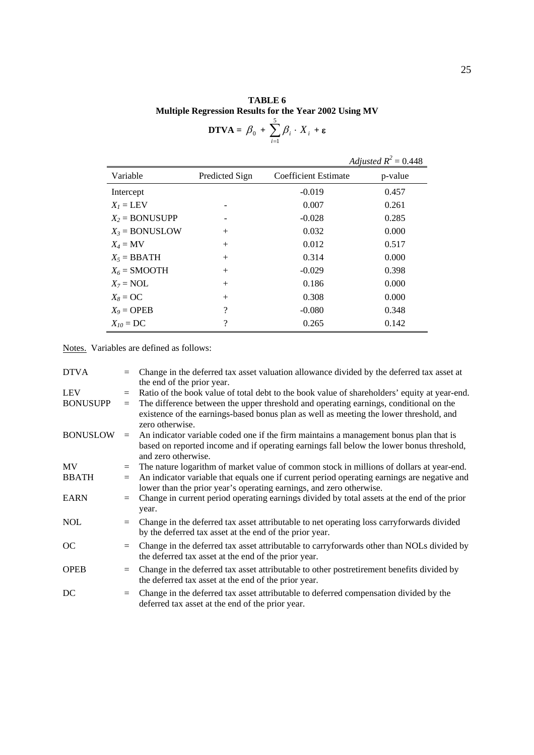**TABLE 6**
**Multiple Regression Results for the Year 2002 Using MV**

$$\textbf{DTVA} = \beta_0 + \sum_{i=1}^{5} \beta_i \cdot X_i + \varepsilon$$

*Adjusted* $R^2 = 0.448$

| Variable | Predicted Sign | Coefficient Estimate | p-value |
|---|---|---|---|
| Intercept | | -0.019 | 0.457 |
| $X_1$ = LEV | - | 0.007 | 0.261 |
| $X_2$ = BONUSUPP | - | -0.028 | 0.285 |
| $X_3$ = BONUSLOW | + | 0.032 | 0.000 |
| $X_4$ = MV | + | 0.012 | 0.517 |
| $X_5$ = BBATH | + | 0.314 | 0.000 |
| $X_6$ = SMOOTH | + | -0.029 | 0.398 |
| $X_7$ = NOL | + | 0.186 | 0.000 |
| $X_8$ = OC | + | 0.308 | 0.000 |
| $X_9$ = OPEB | ? | -0.080 | 0.348 |
| $X_{10}$ = DC | ? | 0.265 | 0.142 |

Notes. Variables are defined as follows:

| | | |
|---|---|---|
| DTVA | = | Change in the deferred tax asset valuation allowance divided by the deferred tax asset at the end of the prior year. |
| LEV | = | Ratio of the book value of total debt to the book value of shareholders' equity at year-end. |
| BONUSUPP | = | The difference between the upper threshold and operating earnings, conditional on the existence of the earnings-based bonus plan as well as meeting the lower threshold, and zero otherwise. |
| BONUSLOW | = | An indicator variable coded one if the firm maintains a management bonus plan that is based on reported income and if operating earnings fall below the lower bonus threshold, and zero otherwise. |
| MV | = | The nature logarithm of market value of common stock in millions of dollars at year-end. |
| BBATH | = | An indicator variable that equals one if current period operating earnings are negative and lower than the prior year's operating earnings, and zero otherwise. |
| EARN | = | Change in current period operating earnings divided by total assets at the end of the prior year. |
| NOL | = | Change in the deferred tax asset attributable to net operating loss carryforwards divided by the deferred tax asset at the end of the prior year. |
| OC | = | Change in the deferred tax asset attributable to carryforwards other than NOLs divided by the deferred tax asset at the end of the prior year. |
| OPEB | = | Change in the deferred tax asset attributable to other postretirement benefits divided by the deferred tax asset at the end of the prior year. |
| DC | = | Change in the deferred tax asset attributable to deferred compensation divided by the deferred tax asset at the end of the prior year. |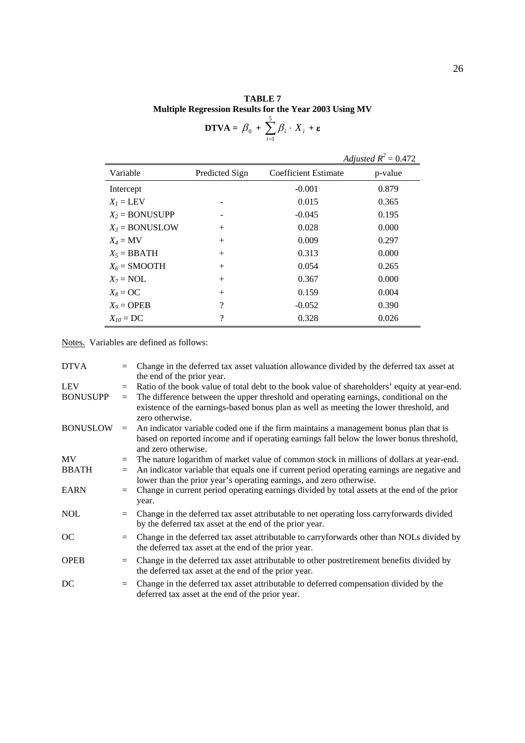**TABLE 7**
**Multiple Regression Results for the Year 2003 Using MV**

$$\textbf{DTVA} = \beta_0 + \sum_{i=1}^{5} \beta_i \cdot X_i + \varepsilon$$

*Adjusted* $R^2 = 0.472$

| Variable | Predicted Sign | Coefficient Estimate | p-value |
|---|---|---|---|
| Intercept | | -0.001 | 0.879 |
| $X_1$ = LEV | - | 0.015 | 0.365 |
| $X_2$ = BONUSUPP | - | -0.045 | 0.195 |
| $X_3$ = BONUSLOW | + | 0.028 | 0.000 |
| $X_4$ = MV | + | 0.009 | 0.297 |
| $X_5$ = BBATH | + | 0.313 | 0.000 |
| $X_6$ = SMOOTH | + | 0.054 | 0.265 |
| $X_7$ = NOL | + | 0.367 | 0.000 |
| $X_8$ = OC | + | 0.159 | 0.004 |
| $X_9$ = OPEB | ? | -0.052 | 0.390 |
| $X_{10}$ = DC | ? | 0.328 | 0.026 |

Notes. Variables are defined as follows:

DTVA = Change in the deferred tax asset valuation allowance divided by the deferred tax asset at the end of the prior year.

LEV = Ratio of the book value of total debt to the book value of shareholders' equity at year-end.

BONUSUPP = The difference between the upper threshold and operating earnings, conditional on the existence of the earnings-based bonus plan as well as meeting the lower threshold, and zero otherwise.

BONUSLOW = An indicator variable coded one if the firm maintains a management bonus plan that is based on reported income and if operating earnings fall below the lower bonus threshold, and zero otherwise.

MV = The nature logarithm of market value of common stock in millions of dollars at year-end.

BBATH = An indicator variable that equals one if current period operating earnings are negative and lower than the prior year's operating earnings, and zero otherwise.

EARN = Change in current period operating earnings divided by total assets at the end of the prior year.

NOL = Change in the deferred tax asset attributable to net operating loss carryforwards divided by the deferred tax asset at the end of the prior year.

OC = Change in the deferred tax asset attributable to carryforwards other than NOLs divided by the deferred tax asset at the end of the prior year.

OPEB = Change in the deferred tax asset attributable to other postretirement benefits divided by the deferred tax asset at the end of the prior year.

DC = Change in the deferred tax asset attributable to deferred compensation divided by the deferred tax asset at the end of the prior year.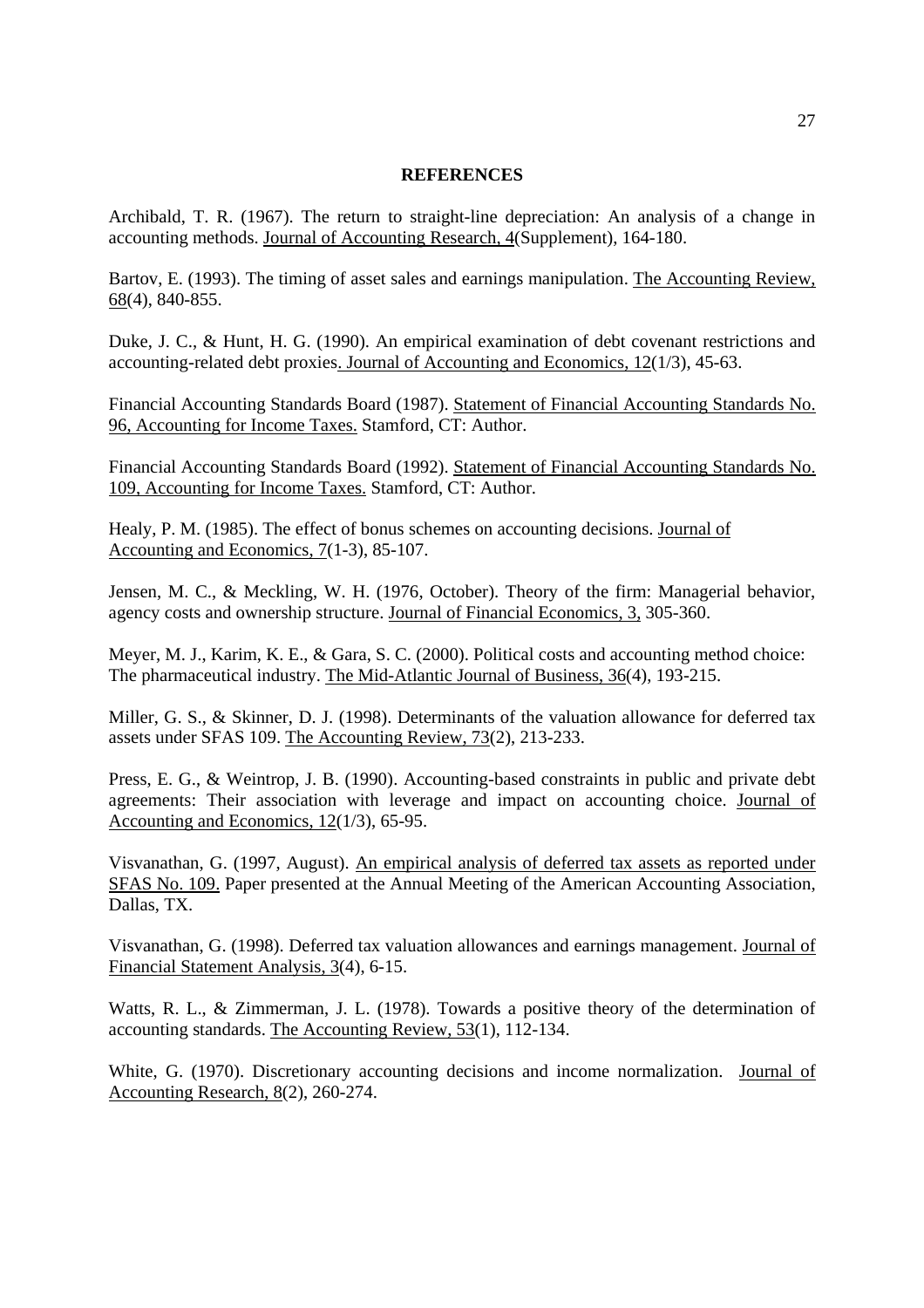## REFERENCES

Archibald, T. R. (1967). The return to straight-line depreciation: An analysis of a change in accounting methods. Journal of Accounting Research, 4(Supplement), 164-180.

Bartov, E. (1993). The timing of asset sales and earnings manipulation. The Accounting Review, 68(4), 840-855.

Duke, J. C., & Hunt, H. G. (1990). An empirical examination of debt covenant restrictions and accounting-related debt proxies. Journal of Accounting and Economics, 12(1/3), 45-63.

Financial Accounting Standards Board (1987). Statement of Financial Accounting Standards No. 96, Accounting for Income Taxes. Stamford, CT: Author.

Financial Accounting Standards Board (1992). Statement of Financial Accounting Standards No. 109, Accounting for Income Taxes. Stamford, CT: Author.

Healy, P. M. (1985). The effect of bonus schemes on accounting decisions. Journal of Accounting and Economics, 7(1-3), 85-107.

Jensen, M. C., & Meckling, W. H. (1976, October). Theory of the firm: Managerial behavior, agency costs and ownership structure. Journal of Financial Economics, 3, 305-360.

Meyer, M. J., Karim, K. E., & Gara, S. C. (2000). Political costs and accounting method choice: The pharmaceutical industry. The Mid-Atlantic Journal of Business, 36(4), 193-215.

Miller, G. S., & Skinner, D. J. (1998). Determinants of the valuation allowance for deferred tax assets under SFAS 109. The Accounting Review, 73(2), 213-233.

Press, E. G., & Weintrop, J. B. (1990). Accounting-based constraints in public and private debt agreements: Their association with leverage and impact on accounting choice. Journal of Accounting and Economics, 12(1/3), 65-95.

Visvanathan, G. (1997, August). An empirical analysis of deferred tax assets as reported under SFAS No. 109. Paper presented at the Annual Meeting of the American Accounting Association, Dallas, TX.

Visvanathan, G. (1998). Deferred tax valuation allowances and earnings management. Journal of Financial Statement Analysis, 3(4), 6-15.

Watts, R. L., & Zimmerman, J. L. (1978). Towards a positive theory of the determination of accounting standards. The Accounting Review, 53(1), 112-134.

White, G. (1970). Discretionary accounting decisions and income normalization. Journal of Accounting Research, 8(2), 260-274.